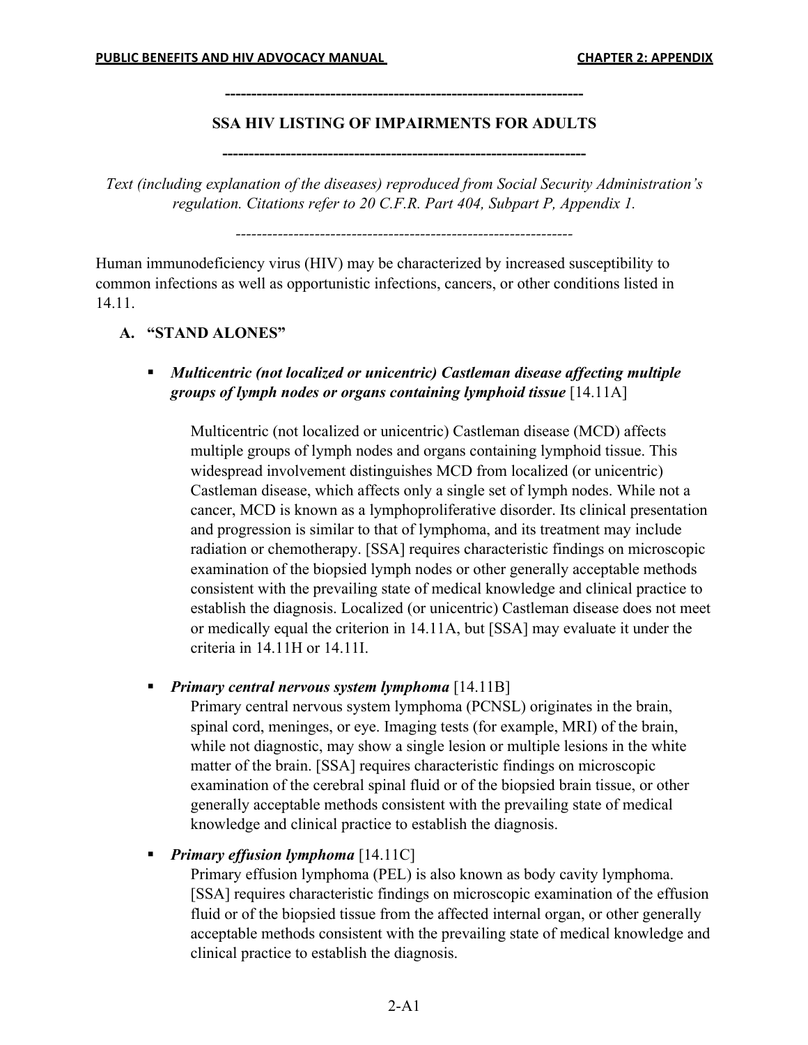---

## SSA HIV LISTING OF IMPAIRMENTS FOR ADULTS

---

*Text (including explanation of the diseases) reproduced from Social Security Administration's regulation. Citations refer to 20 C.F.R. Part 404, Subpart P, Appendix 1.*

---

Human immunodeficiency virus (HIV) may be characterized by increased susceptibility to common infections as well as opportunistic infections, cancers, or other conditions listed in 14.11.

### A. "STAND ALONES"

- ***Multicentric (not localized or unicentric) Castleman disease affecting multiple groups of lymph nodes or organs containing lymphoid tissue*** [14.11A]

  Multicentric (not localized or unicentric) Castleman disease (MCD) affects multiple groups of lymph nodes and organs containing lymphoid tissue. This widespread involvement distinguishes MCD from localized (or unicentric) Castleman disease, which affects only a single set of lymph nodes. While not a cancer, MCD is known as a lymphoproliferative disorder. Its clinical presentation and progression is similar to that of lymphoma, and its treatment may include radiation or chemotherapy. [SSA] requires characteristic findings on microscopic examination of the biopsied lymph nodes or other generally acceptable methods consistent with the prevailing state of medical knowledge and clinical practice to establish the diagnosis. Localized (or unicentric) Castleman disease does not meet or medically equal the criterion in 14.11A, but [SSA] may evaluate it under the criteria in 14.11H or 14.11I.

- ***Primary central nervous system lymphoma*** [14.11B]

  Primary central nervous system lymphoma (PCNSL) originates in the brain, spinal cord, meninges, or eye. Imaging tests (for example, MRI) of the brain, while not diagnostic, may show a single lesion or multiple lesions in the white matter of the brain. [SSA] requires characteristic findings on microscopic examination of the cerebral spinal fluid or of the biopsied brain tissue, or other generally acceptable methods consistent with the prevailing state of medical knowledge and clinical practice to establish the diagnosis.

- ***Primary effusion lymphoma*** [14.11C]

  Primary effusion lymphoma (PEL) is also known as body cavity lymphoma. [SSA] requires characteristic findings on microscopic examination of the effusion fluid or of the biopsied tissue from the affected internal organ, or other generally acceptable methods consistent with the prevailing state of medical knowledge and clinical practice to establish the diagnosis.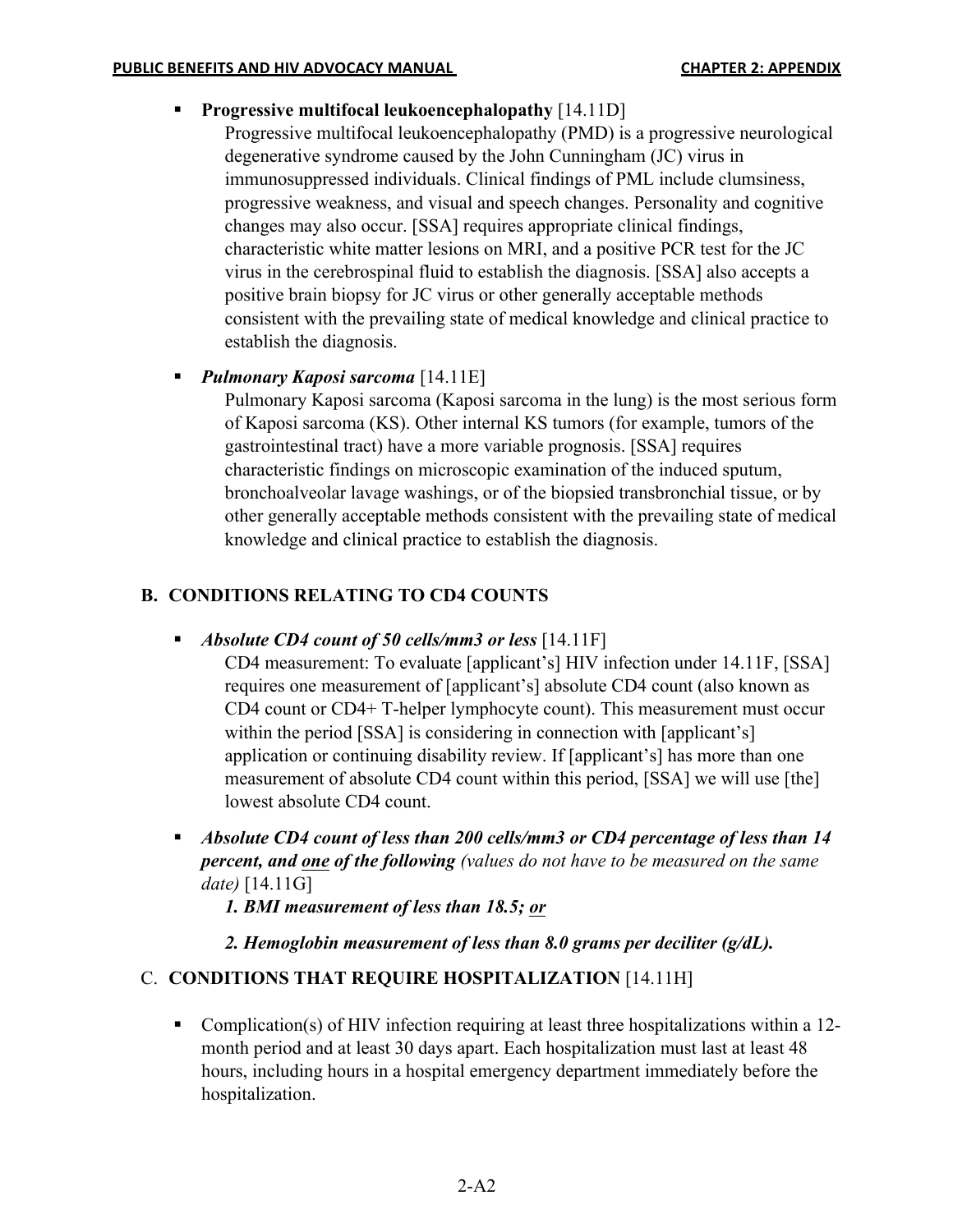- **Progressive multifocal leukoencephalopathy** [14.11D]
  Progressive multifocal leukoencephalopathy (PMD) is a progressive neurological degenerative syndrome caused by the John Cunningham (JC) virus in immunosuppressed individuals. Clinical findings of PML include clumsiness, progressive weakness, and visual and speech changes. Personality and cognitive changes may also occur. [SSA] requires appropriate clinical findings, characteristic white matter lesions on MRI, and a positive PCR test for the JC virus in the cerebrospinal fluid to establish the diagnosis. [SSA] also accepts a positive brain biopsy for JC virus or other generally acceptable methods consistent with the prevailing state of medical knowledge and clinical practice to establish the diagnosis.

- ***Pulmonary Kaposi sarcoma*** [14.11E]
  Pulmonary Kaposi sarcoma (Kaposi sarcoma in the lung) is the most serious form of Kaposi sarcoma (KS). Other internal KS tumors (for example, tumors of the gastrointestinal tract) have a more variable prognosis. [SSA] requires characteristic findings on microscopic examination of the induced sputum, bronchoalveolar lavage washings, or of the biopsied transbronchial tissue, or by other generally acceptable methods consistent with the prevailing state of medical knowledge and clinical practice to establish the diagnosis.

## B. CONDITIONS RELATING TO CD4 COUNTS

- ***Absolute CD4 count of 50 cells/mm3 or less*** [14.11F]
  CD4 measurement: To evaluate [applicant's] HIV infection under 14.11F, [SSA] requires one measurement of [applicant's] absolute CD4 count (also known as CD4 count or CD4+ T-helper lymphocyte count). This measurement must occur within the period [SSA] is considering in connection with [applicant's] application or continuing disability review. If [applicant's] has more than one measurement of absolute CD4 count within this period, [SSA] we will use [the] lowest absolute CD4 count.

- ***Absolute CD4 count of less than 200 cells/mm3 or CD4 percentage of less than 14 percent, and <u>one</u> of the following*** *(values do not have to be measured on the same date)* [14.11G]

  ***1. <u>BMI measurement of less than 18.5; or</u>***

  ***2. <u>Hemoglobin measurement of less than 8.0 grams per deciliter (g/dL).</u>***

## C. CONDITIONS THAT REQUIRE HOSPITALIZATION [14.11H]

- Complication(s) of HIV infection requiring at least three hospitalizations within a 12-month period and at least 30 days apart. Each hospitalization must last at least 48 hours, including hours in a hospital emergency department immediately before the hospitalization.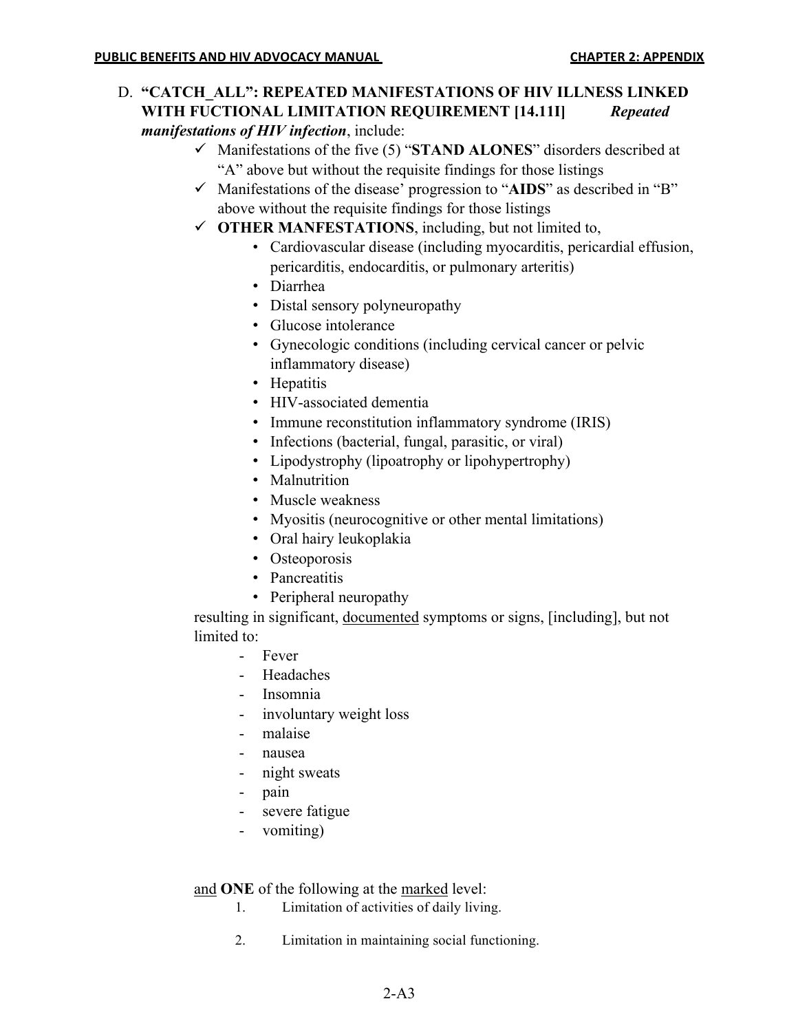D. **"CATCH_ALL": REPEATED MANIFESTATIONS OF HIV ILLNESS LINKED WITH FUCTIONAL LIMITATION REQUIREMENT [14.11I]** ***Repeated manifestations of HIV infection***, include:

- ✓ Manifestations of the five (5) "**STAND ALONES**" disorders described at "A" above but without the requisite findings for those listings
- ✓ Manifestations of the disease' progression to "**AIDS**" as described in "B" above without the requisite findings for those listings
- ✓ **OTHER MANFESTATIONS**, including, but not limited to,
    - Cardiovascular disease (including myocarditis, pericardial effusion, pericarditis, endocarditis, or pulmonary arteritis)
    - Diarrhea
    - Distal sensory polyneuropathy
    - Glucose intolerance
    - Gynecologic conditions (including cervical cancer or pelvic inflammatory disease)
    - Hepatitis
    - HIV-associated dementia
    - Immune reconstitution inflammatory syndrome (IRIS)
    - Infections (bacterial, fungal, parasitic, or viral)
    - Lipodystrophy (lipoatrophy or lipohypertrophy)
    - Malnutrition
    - Muscle weakness
    - Myositis (neurocognitive or other mental limitations)
    - Oral hairy leukoplakia
    - Osteoporosis
    - Pancreatitis
    - Peripheral neuropathy

resulting in significant, <u>documented</u> symptoms or signs, [including], but not limited to:

- Fever
- Headaches
- Insomnia
- involuntary weight loss
- malaise
- nausea
- night sweats
- pain
- severe fatigue
- vomiting)

<u>and</u> **ONE** of the following at the <u>marked</u> level:

1. Limitation of activities of daily living.
2. Limitation in maintaining social functioning.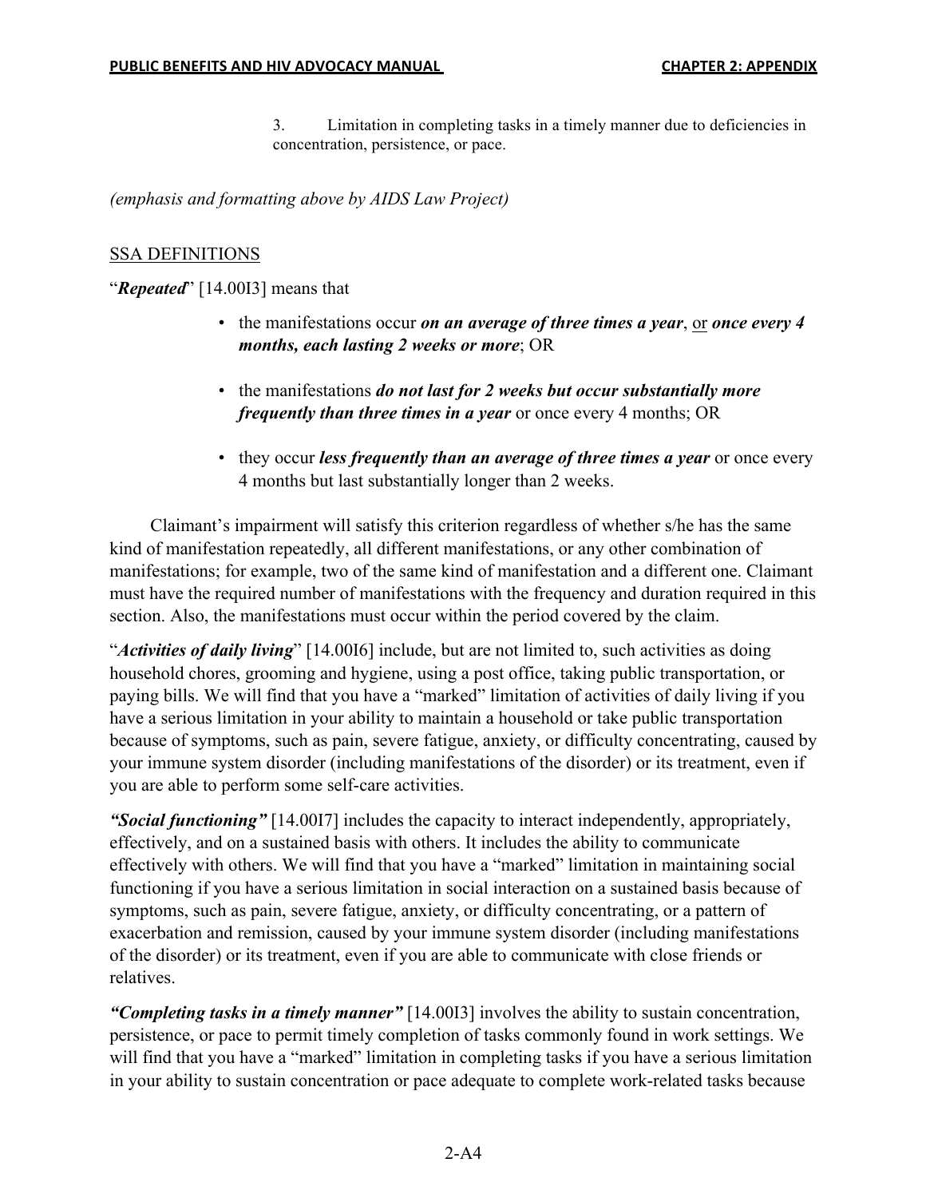3. Limitation in completing tasks in a timely manner due to deficiencies in concentration, persistence, or pace.

*(emphasis and formatting above by AIDS Law Project)*

SSA DEFINITIONS

"***Repeated***" [14.00I3] means that

- the manifestations occur ***on an average of three times a year***, or ***once every 4 months, each lasting 2 weeks or more***; OR
- the manifestations ***do not last for 2 weeks but occur substantially more frequently than three times in a year*** or once every 4 months; OR
- they occur ***less frequently than an average of three times a year*** or once every 4 months but last substantially longer than 2 weeks.

Claimant's impairment will satisfy this criterion regardless of whether s/he has the same kind of manifestation repeatedly, all different manifestations, or any other combination of manifestations; for example, two of the same kind of manifestation and a different one. Claimant must have the required number of manifestations with the frequency and duration required in this section. Also, the manifestations must occur within the period covered by the claim.

"***Activities of daily living***" [14.00I6] include, but are not limited to, such activities as doing household chores, grooming and hygiene, using a post office, taking public transportation, or paying bills. We will find that you have a "marked" limitation of activities of daily living if you have a serious limitation in your ability to maintain a household or take public transportation because of symptoms, such as pain, severe fatigue, anxiety, or difficulty concentrating, caused by your immune system disorder (including manifestations of the disorder) or its treatment, even if you are able to perform some self-care activities.

***"Social functioning"*** [14.00I7] includes the capacity to interact independently, appropriately, effectively, and on a sustained basis with others. It includes the ability to communicate effectively with others. We will find that you have a "marked" limitation in maintaining social functioning if you have a serious limitation in social interaction on a sustained basis because of symptoms, such as pain, severe fatigue, anxiety, or difficulty concentrating, or a pattern of exacerbation and remission, caused by your immune system disorder (including manifestations of the disorder) or its treatment, even if you are able to communicate with close friends or relatives.

***"Completing tasks in a timely manner"*** [14.00I3] involves the ability to sustain concentration, persistence, or pace to permit timely completion of tasks commonly found in work settings. We will find that you have a "marked" limitation in completing tasks if you have a serious limitation in your ability to sustain concentration or pace adequate to complete work-related tasks because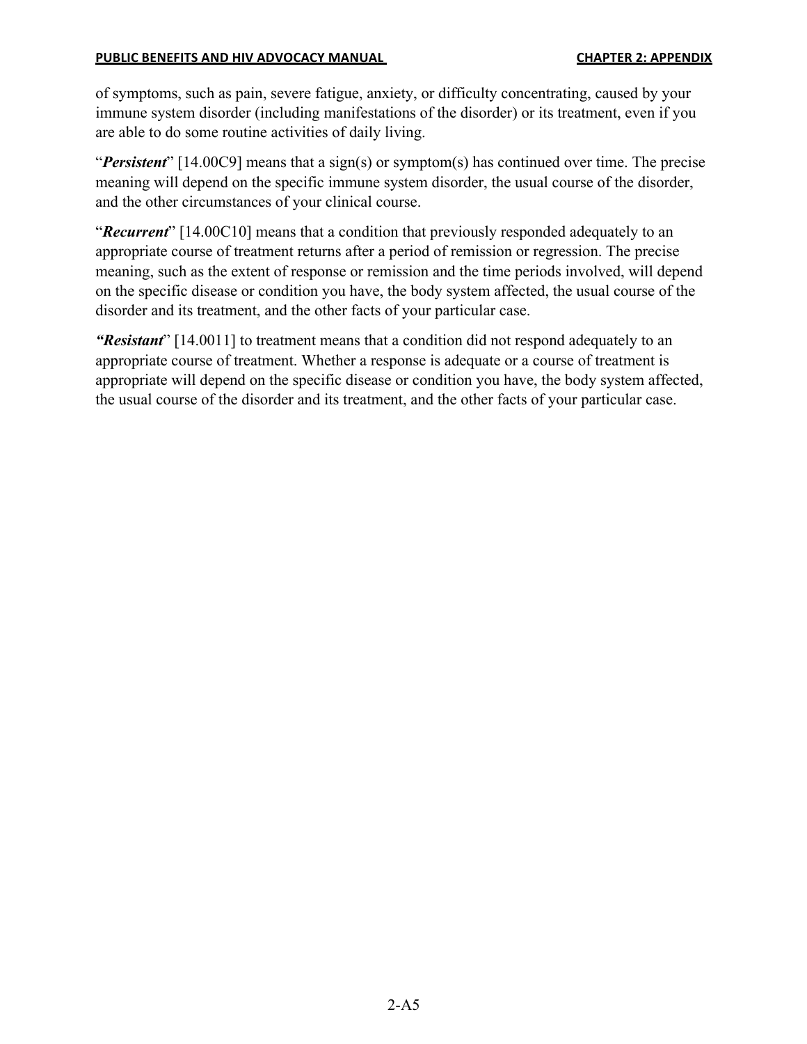of symptoms, such as pain, severe fatigue, anxiety, or difficulty concentrating, caused by your immune system disorder (including manifestations of the disorder) or its treatment, even if you are able to do some routine activities of daily living.

"***Persistent***" [14.00C9] means that a sign(s) or symptom(s) has continued over time. The precise meaning will depend on the specific immune system disorder, the usual course of the disorder, and the other circumstances of your clinical course.

"***Recurrent***" [14.00C10] means that a condition that previously responded adequately to an appropriate course of treatment returns after a period of remission or regression. The precise meaning, such as the extent of response or remission and the time periods involved, will depend on the specific disease or condition you have, the body system affected, the usual course of the disorder and its treatment, and the other facts of your particular case.

***"Resistant***" [14.0011] to treatment means that a condition did not respond adequately to an appropriate course of treatment. Whether a response is adequate or a course of treatment is appropriate will depend on the specific disease or condition you have, the body system affected, the usual course of the disorder and its treatment, and the other facts of your particular case.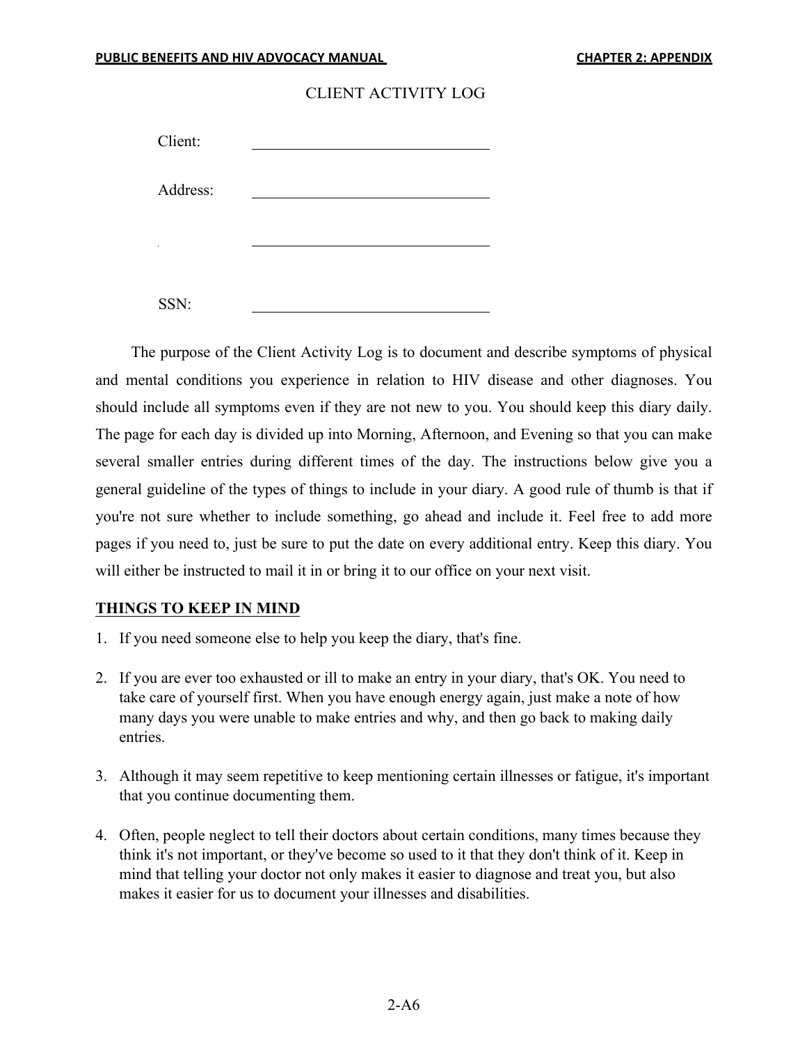# CLIENT ACTIVITY LOG

Client: ______________________________

Address: ______________________________

______________________________

SSN: ______________________________

The purpose of the Client Activity Log is to document and describe symptoms of physical and mental conditions you experience in relation to HIV disease and other diagnoses. You should include all symptoms even if they are not new to you. You should keep this diary daily. The page for each day is divided up into Morning, Afternoon, and Evening so that you can make several smaller entries during different times of the day. The instructions below give you a general guideline of the types of things to include in your diary. A good rule of thumb is that if you're not sure whether to include something, go ahead and include it. Feel free to add more pages if you need to, just be sure to put the date on every additional entry. Keep this diary. You will either be instructed to mail it in or bring it to our office on your next visit.

## THINGS TO KEEP IN MIND

1. If you need someone else to help you keep the diary, that's fine.
2. If you are ever too exhausted or ill to make an entry in your diary, that's OK. You need to take care of yourself first. When you have enough energy again, just make a note of how many days you were unable to make entries and why, and then go back to making daily entries.
3. Although it may seem repetitive to keep mentioning certain illnesses or fatigue, it's important that you continue documenting them.
4. Often, people neglect to tell their doctors about certain conditions, many times because they think it's not important, or they've become so used to it that they don't think of it. Keep in mind that telling your doctor not only makes it easier to diagnose and treat you, but also makes it easier for us to document your illnesses and disabilities.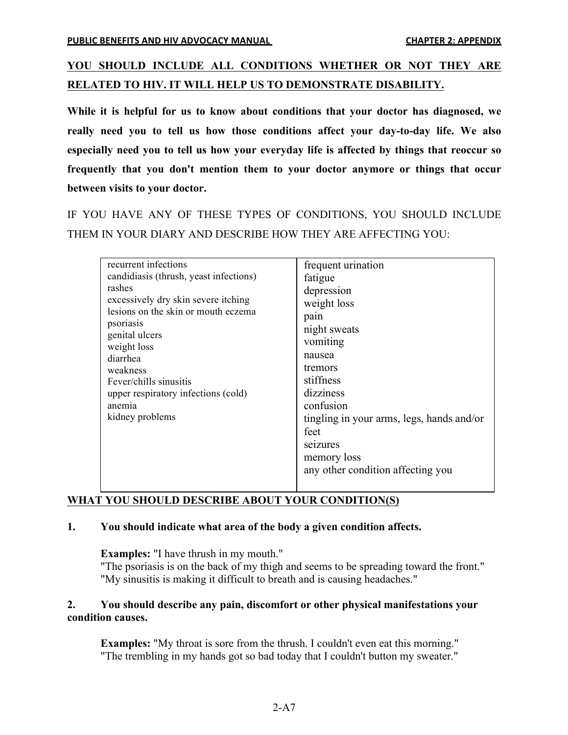**<u>YOU SHOULD INCLUDE ALL CONDITIONS WHETHER OR NOT THEY ARE RELATED TO HIV. IT WILL HELP US TO DEMONSTRATE DISABILITY.</u>**

**While it is helpful for us to know about conditions that your doctor has diagnosed, we really need you to tell us how those conditions affect your day-to-day life. We also especially need you to tell us how your everyday life is affected by things that reoccur so frequently that you don't mention them to your doctor anymore or things that occur between visits to your doctor.**

IF YOU HAVE ANY OF THESE TYPES OF CONDITIONS, YOU SHOULD INCLUDE THEM IN YOUR DIARY AND DESCRIBE HOW THEY ARE AFFECTING YOU:

| | |
|---|---|
| recurrent infections<br>candidiasis (thrush, yeast infections)<br>rashes<br>excessively dry skin severe itching<br>lesions on the skin or mouth eczema<br>psoriasis<br>genital ulcers<br>weight loss<br>diarrhea<br>weakness<br>Fever/chills sinusitis<br>upper respiratory infections (cold)<br>anemia<br>kidney problems | frequent urination<br>fatigue<br>depression<br>weight loss<br>pain<br>night sweats<br>vomiting<br>nausea<br>tremors<br>stiffness<br>dizziness<br>confusion<br>tingling in your arms, legs, hands and/or feet<br>seizures<br>memory loss<br>any other condition affecting you |

**<u>WHAT YOU SHOULD DESCRIBE ABOUT YOUR CONDITION(S)</u>**

**1. You should indicate what area of the body a given condition affects.**

**Examples:** "I have thrush in my mouth."
"The psoriasis is on the back of my thigh and seems to be spreading toward the front."
"My sinusitis is making it difficult to breath and is causing headaches."

**2. You should describe any pain, discomfort or other physical manifestations your condition causes.**

**Examples:** "My throat is sore from the thrush. I couldn't even eat this morning."
"The trembling in my hands got so bad today that I couldn't button my sweater."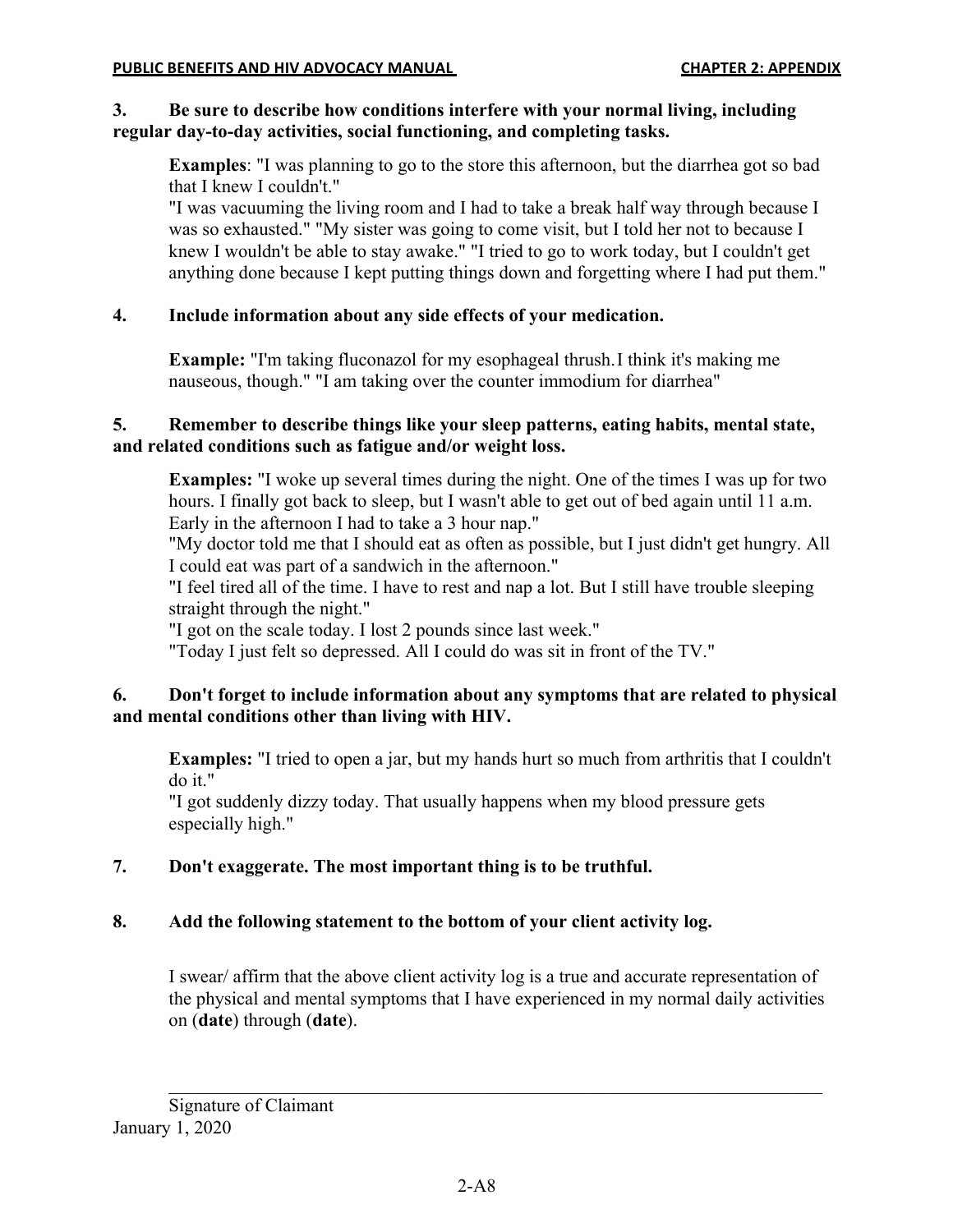**3. Be sure to describe how conditions interfere with your normal living, including regular day-to-day activities, social functioning, and completing tasks.**

> **Examples**: "I was planning to go to the store this afternoon, but the diarrhea got so bad that I knew I couldn't."
> "I was vacuuming the living room and I had to take a break half way through because I was so exhausted." "My sister was going to come visit, but I told her not to because I knew I wouldn't be able to stay awake." "I tried to go to work today, but I couldn't get anything done because I kept putting things down and forgetting where I had put them."

**4. Include information about any side effects of your medication.**

> **Example:** "I'm taking fluconazol for my esophageal thrush. I think it's making me nauseous, though." "I am taking over the counter immodium for diarrhea"

**5. Remember to describe things like your sleep patterns, eating habits, mental state, and related conditions such as fatigue and/or weight loss.**

> **Examples:** "I woke up several times during the night. One of the times I was up for two hours. I finally got back to sleep, but I wasn't able to get out of bed again until 11 a.m. Early in the afternoon I had to take a 3 hour nap."
> "My doctor told me that I should eat as often as possible, but I just didn't get hungry. All I could eat was part of a sandwich in the afternoon."
> "I feel tired all of the time. I have to rest and nap a lot. But I still have trouble sleeping straight through the night."
> "I got on the scale today. I lost 2 pounds since last week."
> "Today I just felt so depressed. All I could do was sit in front of the TV."

**6. Don't forget to include information about any symptoms that are related to physical and mental conditions other than living with HIV.**

> **Examples:** "I tried to open a jar, but my hands hurt so much from arthritis that I couldn't do it."
> "I got suddenly dizzy today. That usually happens when my blood pressure gets especially high."

**7. Don't exaggerate. The most important thing is to be truthful.**

**8. Add the following statement to the bottom of your client activity log.**

> I swear/ affirm that the above client activity log is a true and accurate representation of the physical and mental symptoms that I have experienced in my normal daily activities on (**date**) through (**date**).
>
> \_\_\_\_\_\_\_\_\_\_\_\_\_\_\_\_\_\_\_\_\_\_\_\_\_\_\_\_\_\_\_\_\_\_\_\_\_\_\_\_\_\_\_\_
>
> Signature of Claimant

January 1, 2020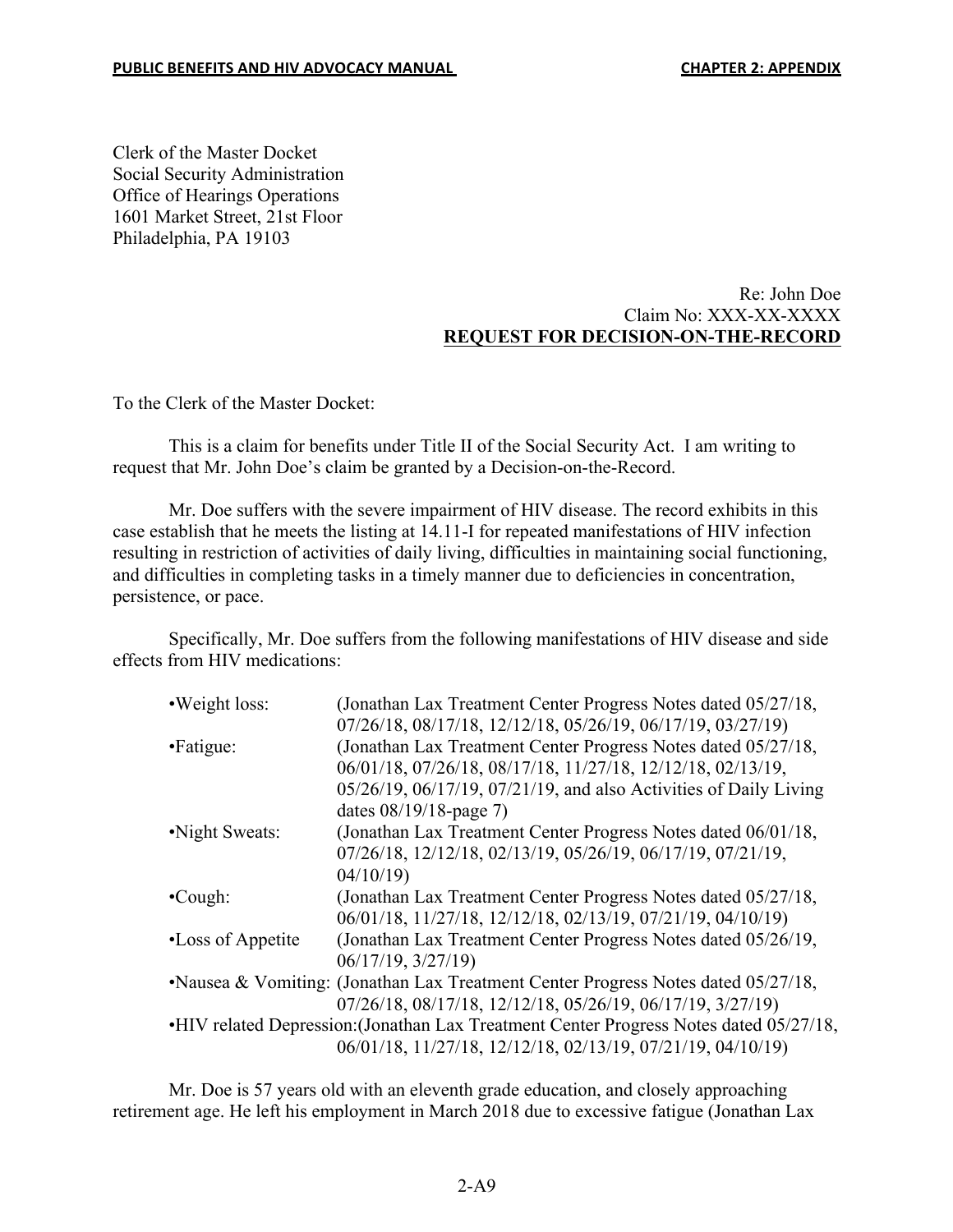Clerk of the Master Docket
Social Security Administration
Office of Hearings Operations
1601 Market Street, 21st Floor
Philadelphia, PA 19103

Re: John Doe
Claim No: XXX-XX-XXXX
**REQUEST FOR DECISION-ON-THE-RECORD**

To the Clerk of the Master Docket:

This is a claim for benefits under Title II of the Social Security Act. I am writing to request that Mr. John Doe's claim be granted by a Decision-on-the-Record.

Mr. Doe suffers with the severe impairment of HIV disease. The record exhibits in this case establish that he meets the listing at 14.11-I for repeated manifestations of HIV infection resulting in restriction of activities of daily living, difficulties in maintaining social functioning, and difficulties in completing tasks in a timely manner due to deficiencies in concentration, persistence, or pace.

Specifically, Mr. Doe suffers from the following manifestations of HIV disease and side effects from HIV medications:

- Weight loss: (Jonathan Lax Treatment Center Progress Notes dated 05/27/18, 07/26/18, 08/17/18, 12/12/18, 05/26/19, 06/17/19, 03/27/19)
- Fatigue: (Jonathan Lax Treatment Center Progress Notes dated 05/27/18, 06/01/18, 07/26/18, 08/17/18, 11/27/18, 12/12/18, 02/13/19, 05/26/19, 06/17/19, 07/21/19, and also Activities of Daily Living dates 08/19/18-page 7)
- Night Sweats: (Jonathan Lax Treatment Center Progress Notes dated 06/01/18, 07/26/18, 12/12/18, 02/13/19, 05/26/19, 06/17/19, 07/21/19, 04/10/19)
- Cough: (Jonathan Lax Treatment Center Progress Notes dated 05/27/18, 06/01/18, 11/27/18, 12/12/18, 02/13/19, 07/21/19, 04/10/19)
- Loss of Appetite (Jonathan Lax Treatment Center Progress Notes dated 05/26/19, 06/17/19, 3/27/19)
- Nausea & Vomiting: (Jonathan Lax Treatment Center Progress Notes dated 05/27/18, 07/26/18, 08/17/18, 12/12/18, 05/26/19, 06/17/19, 3/27/19)
- HIV related Depression:(Jonathan Lax Treatment Center Progress Notes dated 05/27/18, 06/01/18, 11/27/18, 12/12/18, 02/13/19, 07/21/19, 04/10/19)

Mr. Doe is 57 years old with an eleventh grade education, and closely approaching retirement age. He left his employment in March 2018 due to excessive fatigue (Jonathan Lax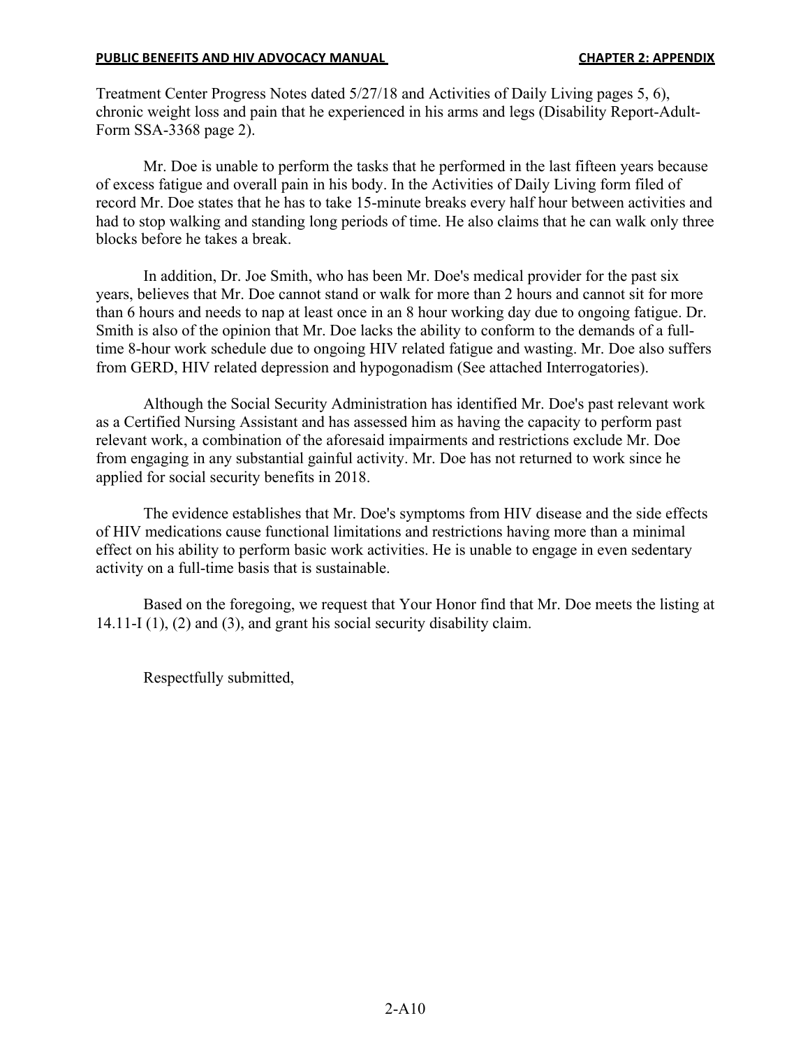Treatment Center Progress Notes dated 5/27/18 and Activities of Daily Living pages 5, 6), chronic weight loss and pain that he experienced in his arms and legs (Disability Report-Adult-Form SSA-3368 page 2).

Mr. Doe is unable to perform the tasks that he performed in the last fifteen years because of excess fatigue and overall pain in his body. In the Activities of Daily Living form filed of record Mr. Doe states that he has to take 15-minute breaks every half hour between activities and had to stop walking and standing long periods of time. He also claims that he can walk only three blocks before he takes a break.

In addition, Dr. Joe Smith, who has been Mr. Doe's medical provider for the past six years, believes that Mr. Doe cannot stand or walk for more than 2 hours and cannot sit for more than 6 hours and needs to nap at least once in an 8 hour working day due to ongoing fatigue. Dr. Smith is also of the opinion that Mr. Doe lacks the ability to conform to the demands of a full-time 8-hour work schedule due to ongoing HIV related fatigue and wasting. Mr. Doe also suffers from GERD, HIV related depression and hypogonadism (See attached Interrogatories).

Although the Social Security Administration has identified Mr. Doe's past relevant work as a Certified Nursing Assistant and has assessed him as having the capacity to perform past relevant work, a combination of the aforesaid impairments and restrictions exclude Mr. Doe from engaging in any substantial gainful activity. Mr. Doe has not returned to work since he applied for social security benefits in 2018.

The evidence establishes that Mr. Doe's symptoms from HIV disease and the side effects of HIV medications cause functional limitations and restrictions having more than a minimal effect on his ability to perform basic work activities. He is unable to engage in even sedentary activity on a full-time basis that is sustainable.

Based on the foregoing, we request that Your Honor find that Mr. Doe meets the listing at 14.11-I (1), (2) and (3), and grant his social security disability claim.

Respectfully submitted,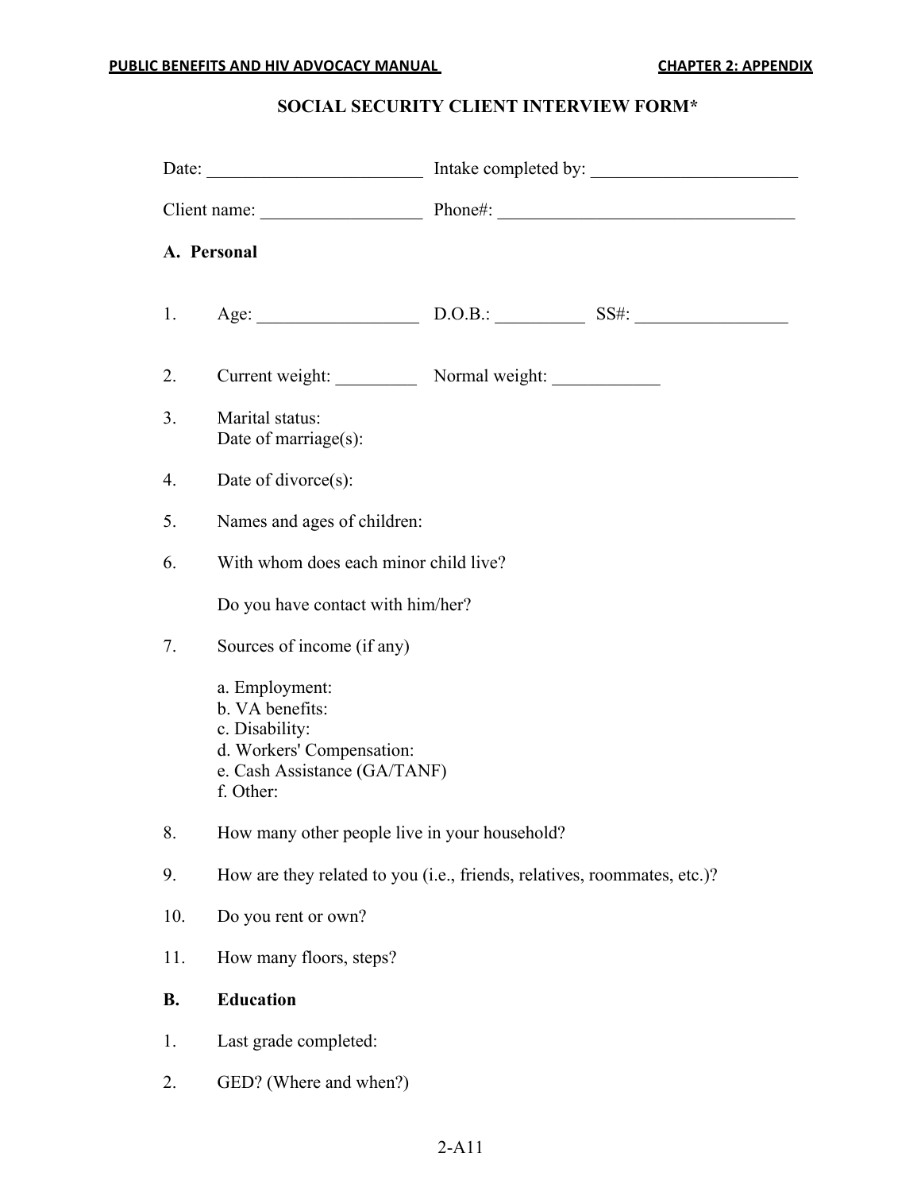## SOCIAL SECURITY CLIENT INTERVIEW FORM*

Date: ________________________ Intake completed by: _______________________

Client name: _________________ Phone#: _________________________________

### A. Personal

1. Age: __________________ D.O.B.: __________ SS#: _________________

2. Current weight: _________ Normal weight: ____________

3. Marital status:
   Date of marriage(s):

4. Date of divorce(s):

5. Names and ages of children:

6. With whom does each minor child live?

   Do you have contact with him/her?

7. Sources of income (if any)

   a. Employment:
   b. VA benefits:
   c. Disability:
   d. Workers' Compensation:
   e. Cash Assistance (GA/TANF)
   f. Other:

8. How many other people live in your household?

9. How are they related to you (i.e., friends, relatives, roommates, etc.)?

10. Do you rent or own?

11. How many floors, steps?

### B. Education

1. Last grade completed:

2. GED? (Where and when?)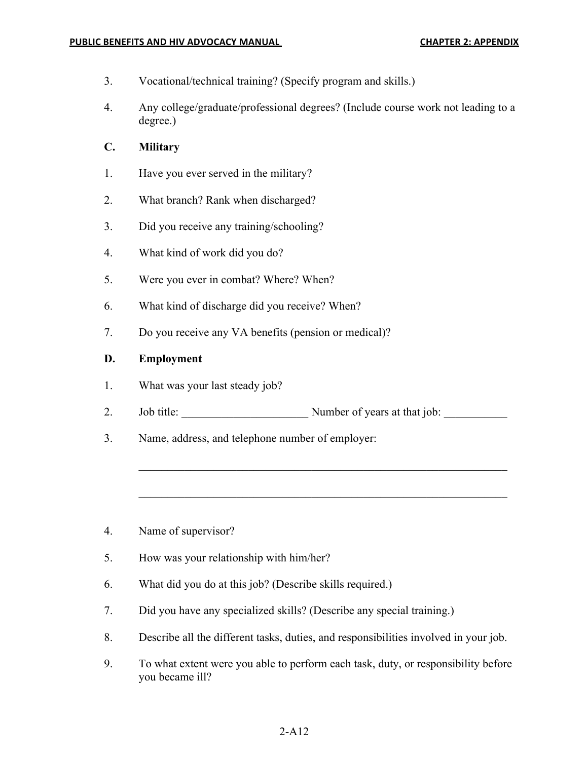3. Vocational/technical training? (Specify program and skills.)

4. Any college/graduate/professional degrees? (Include course work not leading to a degree.)

**C. Military**

1. Have you ever served in the military?

2. What branch? Rank when discharged?

3. Did you receive any training/schooling?

4. What kind of work did you do?

5. Were you ever in combat? Where? When?

6. What kind of discharge did you receive? When?

7. Do you receive any VA benefits (pension or medical)?

**D. Employment**

1. What was your last steady job?

2. Job title: ______________________ Number of years at that job: ___________

3. Name, address, and telephone number of employer:

   ________________________________________________________________

   ________________________________________________________________

4. Name of supervisor?

5. How was your relationship with him/her?

6. What did you do at this job? (Describe skills required.)

7. Did you have any specialized skills? (Describe any special training.)

8. Describe all the different tasks, duties, and responsibilities involved in your job.

9. To what extent were you able to perform each task, duty, or responsibility before you became ill?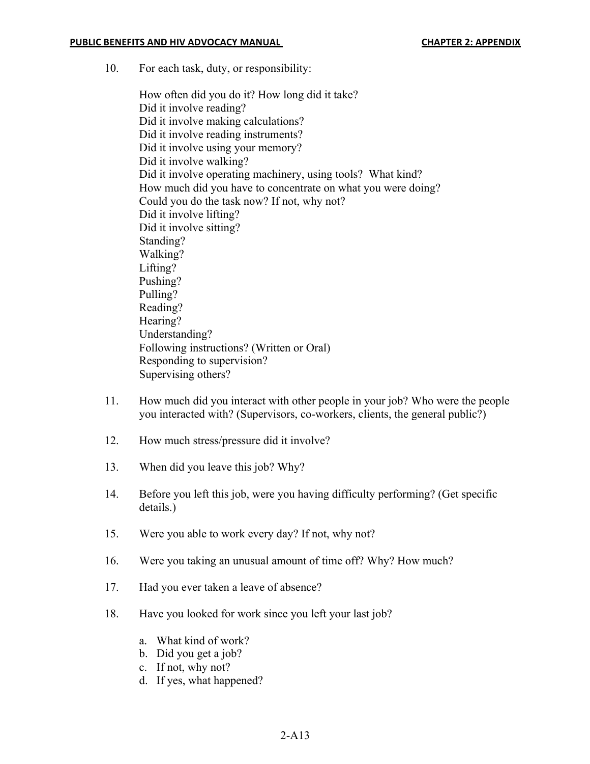10. For each task, duty, or responsibility:

    How often did you do it? How long did it take?
    Did it involve reading?
    Did it involve making calculations?
    Did it involve reading instruments?
    Did it involve using your memory?
    Did it involve walking?
    Did it involve operating machinery, using tools? What kind?
    How much did you have to concentrate on what you were doing?
    Could you do the task now? If not, why not?
    Did it involve lifting?
    Did it involve sitting?
    Standing?
    Walking?
    Lifting?
    Pushing?
    Pulling?
    Reading?
    Hearing?
    Understanding?
    Following instructions? (Written or Oral)
    Responding to supervision?
    Supervising others?

11. How much did you interact with other people in your job? Who were the people you interacted with? (Supervisors, co-workers, clients, the general public?)

12. How much stress/pressure did it involve?

13. When did you leave this job? Why?

14. Before you left this job, were you having difficulty performing? (Get specific details.)

15. Were you able to work every day? If not, why not?

16. Were you taking an unusual amount of time off? Why? How much?

17. Had you ever taken a leave of absence?

18. Have you looked for work since you left your last job?

    a. What kind of work?
    b. Did you get a job?
    c. If not, why not?
    d. If yes, what happened?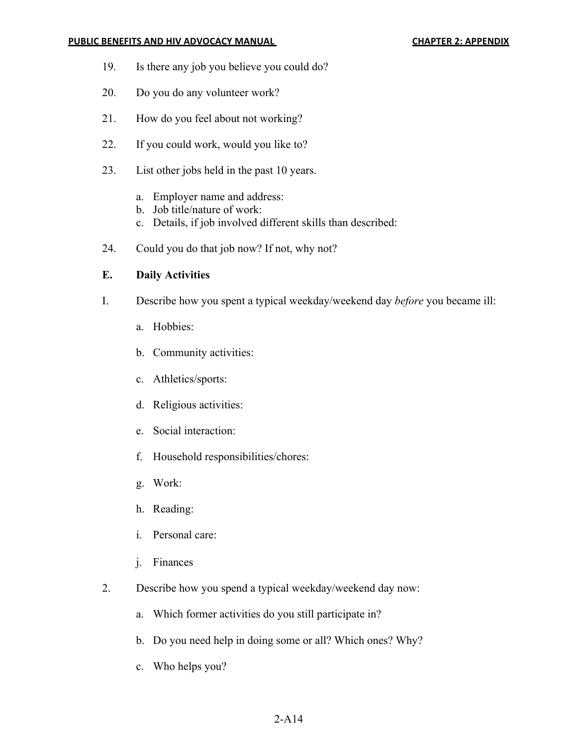19. Is there any job you believe you could do?

20. Do you do any volunteer work?

21. How do you feel about not working?

22. If you could work, would you like to?

23. List other jobs held in the past 10 years.

    a. Employer name and address:
    b. Job title/nature of work:
    c. Details, if job involved different skills than described:

24. Could you do that job now? If not, why not?

**E. Daily Activities**

I. Describe how you spent a typical weekday/weekend day *before* you became ill:

   a. Hobbies:

   b. Community activities:

   c. Athletics/sports:

   d. Religious activities:

   e. Social interaction:

   f. Household responsibilities/chores:

   g. Work:

   h. Reading:

   i. Personal care:

   j. Finances

2. Describe how you spend a typical weekday/weekend day now:

   a. Which former activities do you still participate in?

   b. Do you need help in doing some or all? Which ones? Why?

   c. Who helps you?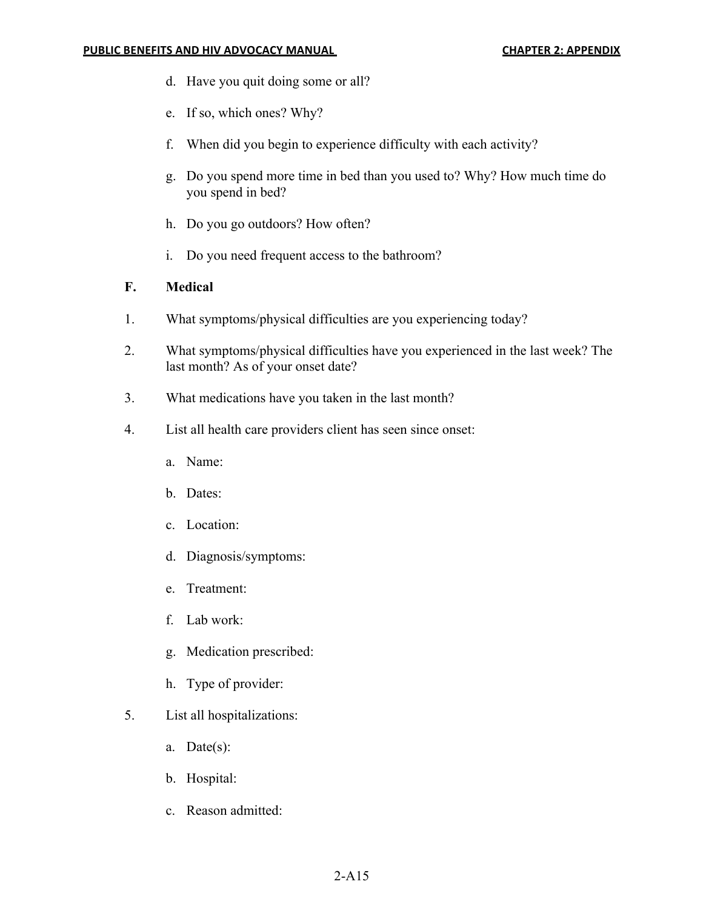d. Have you quit doing some or all?

e. If so, which ones? Why?

f. When did you begin to experience difficulty with each activity?

g. Do you spend more time in bed than you used to? Why? How much time do you spend in bed?

h. Do you go outdoors? How often?

i. Do you need frequent access to the bathroom?

**F. Medical**

1. What symptoms/physical difficulties are you experiencing today?

2. What symptoms/physical difficulties have you experienced in the last week? The last month? As of your onset date?

3. What medications have you taken in the last month?

4. List all health care providers client has seen since onset:

   a. Name:

   b. Dates:

   c. Location:

   d. Diagnosis/symptoms:

   e. Treatment:

   f. Lab work:

   g. Medication prescribed:

   h. Type of provider:

5. List all hospitalizations:

   a. Date(s):

   b. Hospital:

   c. Reason admitted: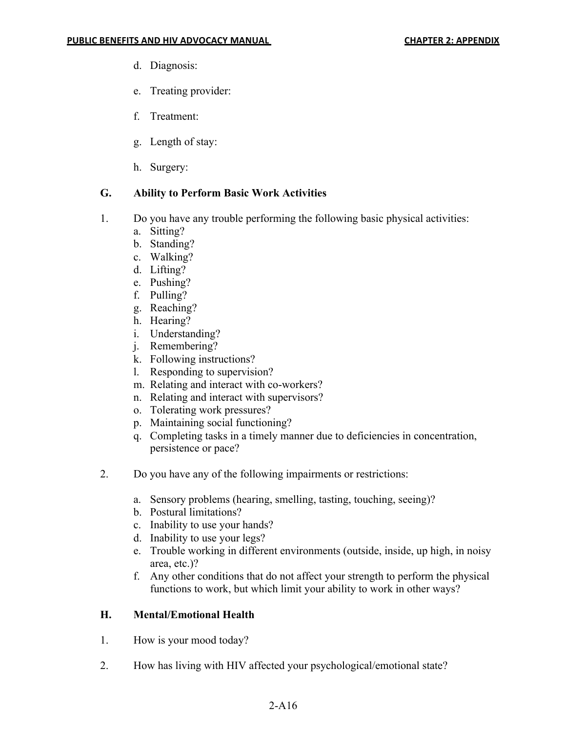d. Diagnosis:

e. Treating provider:

f. Treatment:

g. Length of stay:

h. Surgery:

### G. Ability to Perform Basic Work Activities

1. Do you have any trouble performing the following basic physical activities:
   a. Sitting?
   b. Standing?
   c. Walking?
   d. Lifting?
   e. Pushing?
   f. Pulling?
   g. Reaching?
   h. Hearing?
   i. Understanding?
   j. Remembering?
   k. Following instructions?
   l. Responding to supervision?
   m. Relating and interact with co-workers?
   n. Relating and interact with supervisors?
   o. Tolerating work pressures?
   p. Maintaining social functioning?
   q. Completing tasks in a timely manner due to deficiencies in concentration, persistence or pace?

2. Do you have any of the following impairments or restrictions:

   a. Sensory problems (hearing, smelling, tasting, touching, seeing)?
   b. Postural limitations?
   c. Inability to use your hands?
   d. Inability to use your legs?
   e. Trouble working in different environments (outside, inside, up high, in noisy area, etc.)?
   f. Any other conditions that do not affect your strength to perform the physical functions to work, but which limit your ability to work in other ways?

### H. Mental/Emotional Health

1. How is your mood today?

2. How has living with HIV affected your psychological/emotional state?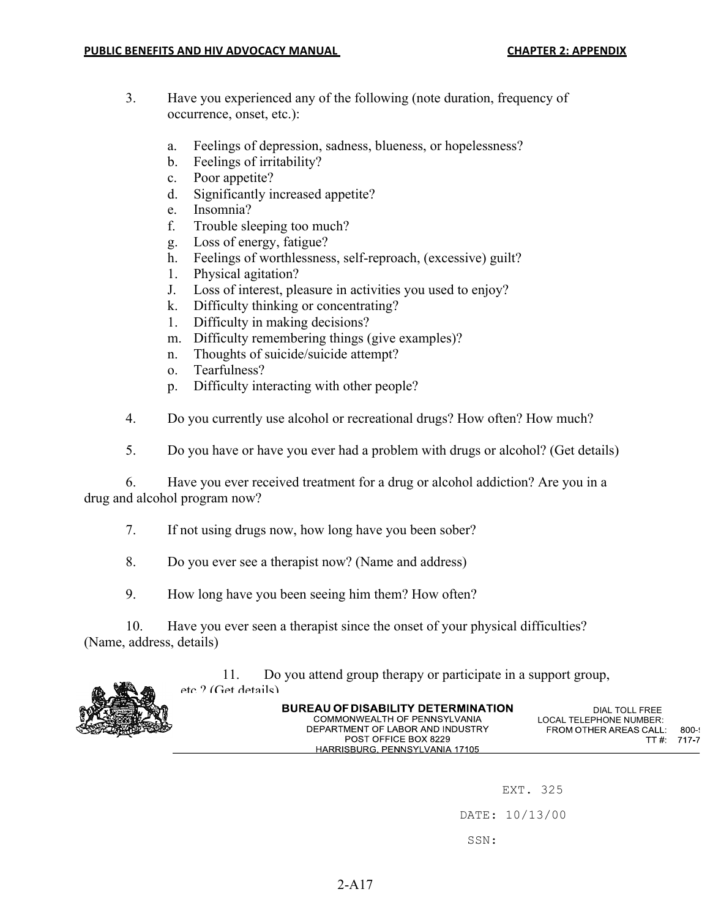3. Have you experienced any of the following (note duration, frequency of occurrence, onset, etc.):

   a. Feelings of depression, sadness, blueness, or hopelessness?
   b. Feelings of irritability?
   c. Poor appetite?
   d. Significantly increased appetite?
   e. Insomnia?
   f. Trouble sleeping too much?
   g. Loss of energy, fatigue?
   h. Feelings of worthlessness, self-reproach, (excessive) guilt?
   1. Physical agitation?
   J. Loss of interest, pleasure in activities you used to enjoy?
   k. Difficulty thinking or concentrating?
   1. Difficulty in making decisions?
   m. Difficulty remembering things (give examples)?
   n. Thoughts of suicide/suicide attempt?
   o. Tearfulness?
   p. Difficulty interacting with other people?

4. Do you currently use alcohol or recreational drugs? How often? How much?

5. Do you have or have you ever had a problem with drugs or alcohol? (Get details)

6. Have you ever received treatment for a drug or alcohol addiction? Are you in a drug and alcohol program now?

7. If not using drugs now, how long have you been sober?

8. Do you ever see a therapist now? (Name and address)

9. How long have you been seeing him them? How often?

10. Have you ever seen a therapist since the onset of your physical difficulties? (Name, address, details)

11. Do you attend group therapy or participate in a support group, etc.? (Get details)

**BUREAU OF DISABILITY DETERMINATION**
COMMONWEALTH OF PENNSYLVANIA
DEPARTMENT OF LABOR AND INDUSTRY
POST OFFICE BOX 8229
HARRISBURG, PENNSYLVANIA 17105

DIAL TOLL FREE
LOCAL TELEPHONE NUMBER:
FROM OTHER AREAS CALL: 800-
TT #: 717-7

EXT. 325

DATE: 10/13/00

SSN: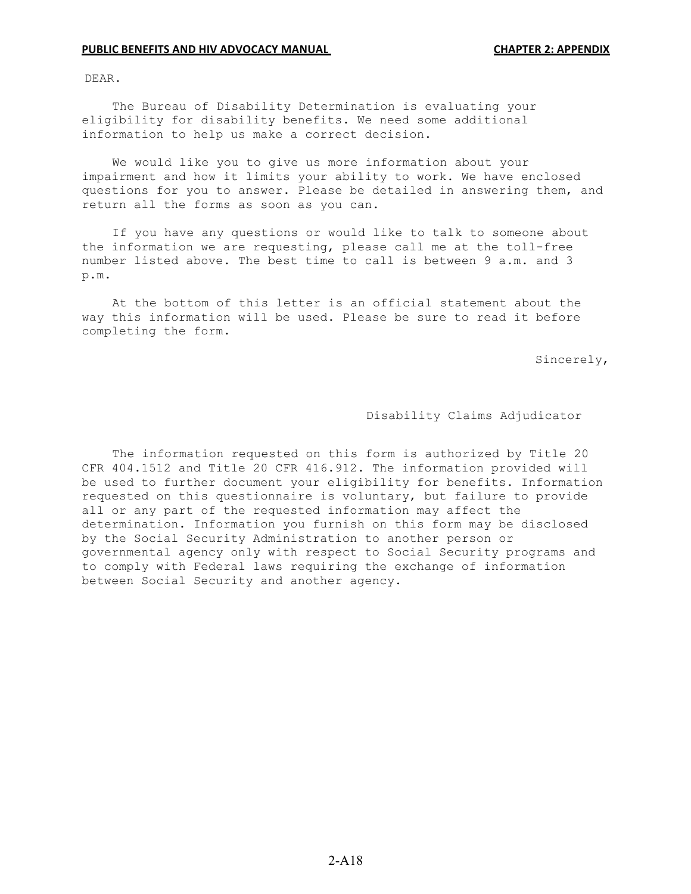DEAR.

The Bureau of Disability Determination is evaluating your eligibility for disability benefits. We need some additional information to help us make a correct decision.

We would like you to give us more information about your impairment and how it limits your ability to work. We have enclosed questions for you to answer. Please be detailed in answering them, and return all the forms as soon as you can.

If you have any questions or would like to talk to someone about the information we are requesting, please call me at the toll-free number listed above. The best time to call is between 9 a.m. and 3 p.m.

At the bottom of this letter is an official statement about the way this information will be used. Please be sure to read it before completing the form.

Sincerely,

Disability Claims Adjudicator

The information requested on this form is authorized by Title 20 CFR 404.1512 and Title 20 CFR 416.912. The information provided will be used to further document your eligibility for benefits. Information requested on this questionnaire is voluntary, but failure to provide all or any part of the requested information may affect the determination. Information you furnish on this form may be disclosed by the Social Security Administration to another person or governmental agency only with respect to Social Security programs and to comply with Federal laws requiring the exchange of information between Social Security and another agency.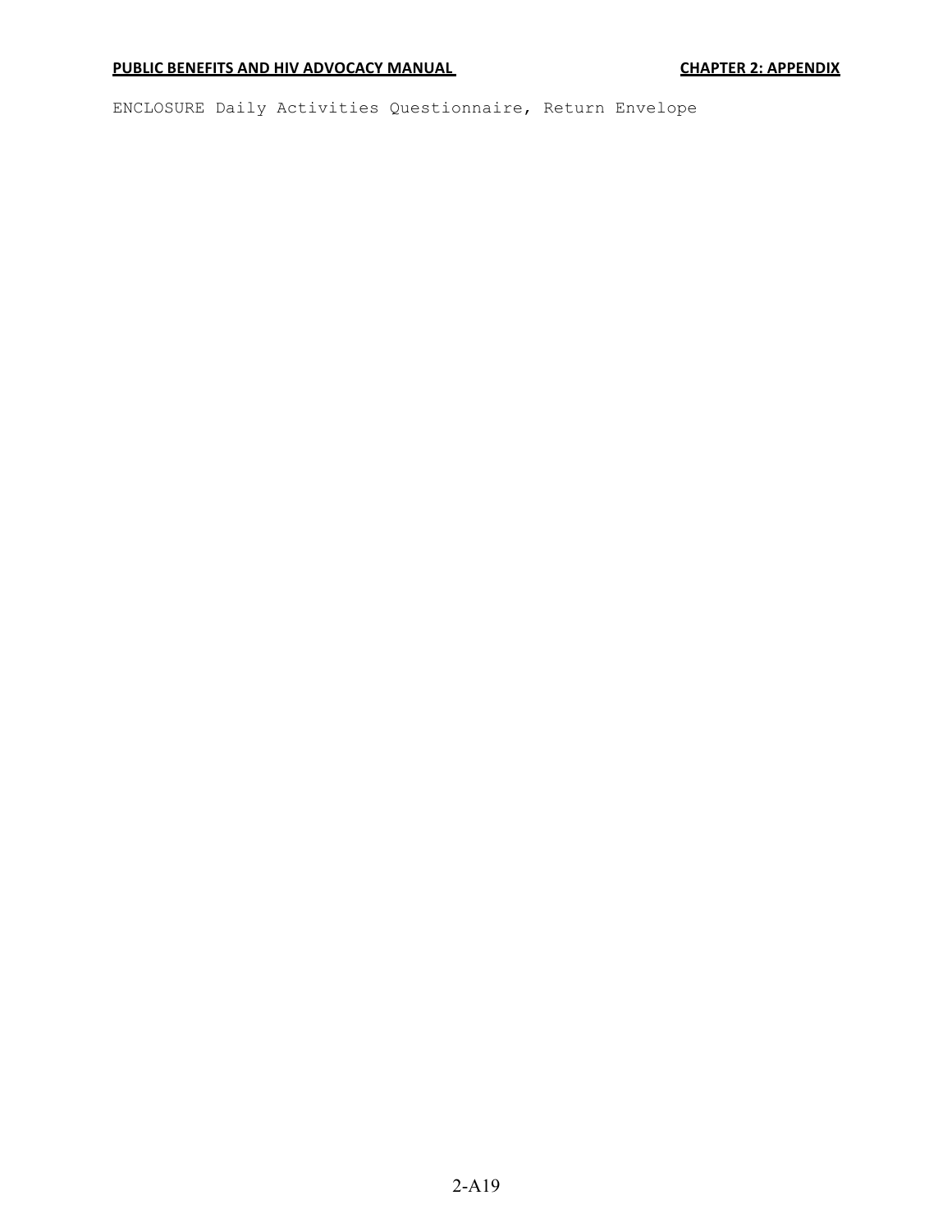ENCLOSURE Daily Activities Questionnaire, Return Envelope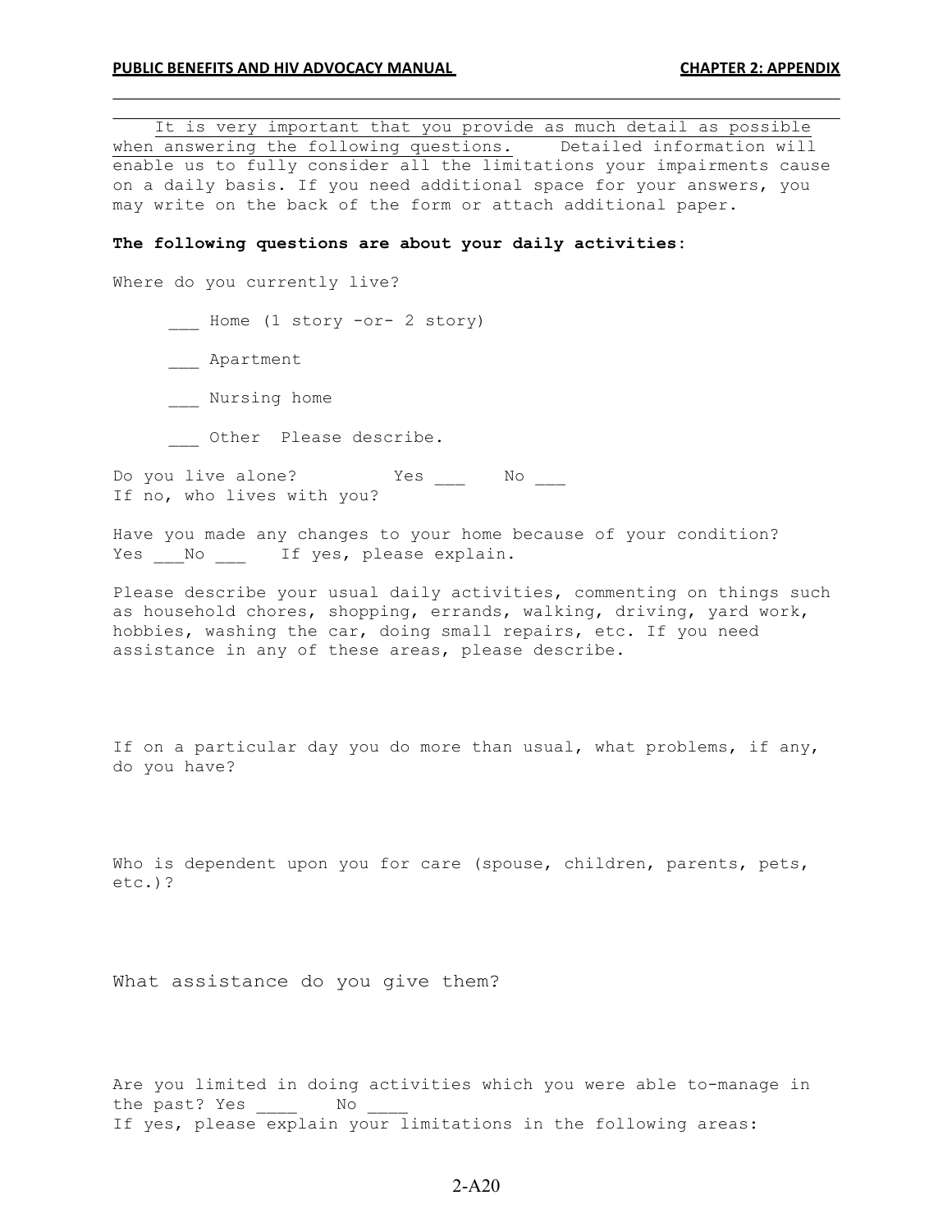It is very important that you provide as much detail as possible when answering the following questions. Detailed information will enable us to fully consider all the limitations your impairments cause on a daily basis. If you need additional space for your answers, you may write on the back of the form or attach additional paper.

**The following questions are about your daily activities:**

Where do you currently live?

___ Home (1 story -or- 2 story)

___ Apartment

___ Nursing home

___ Other  Please describe.

Do you live alone?   Yes ___   No ___
If no, who lives with you?

Have you made any changes to your home because of your condition?
Yes ___No ___   If yes, please explain.

Please describe your usual daily activities, commenting on things such as household chores, shopping, errands, walking, driving, yard work, hobbies, washing the car, doing small repairs, etc. If you need assistance in any of these areas, please describe.

If on a particular day you do more than usual, what problems, if any, do you have?

Who is dependent upon you for care (spouse, children, parents, pets, etc.)?

What assistance do you give them?

Are you limited in doing activities which you were able to-manage in the past? Yes ____   No ____
If yes, please explain your limitations in the following areas: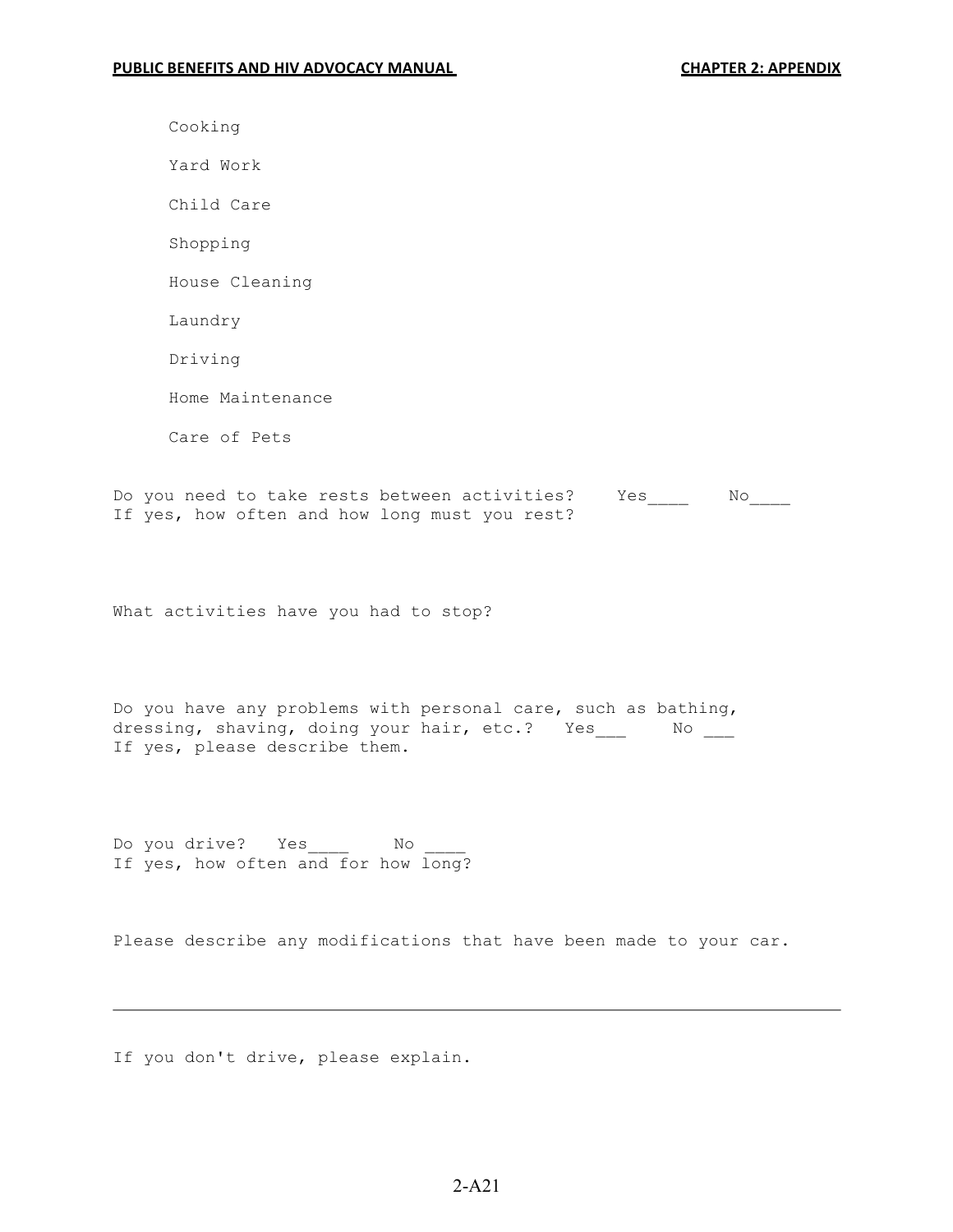Cooking

Yard Work

Child Care

Shopping

House Cleaning

Laundry

Driving

Home Maintenance

Care of Pets

Do you need to take rests between activities? Yes____ No____
If yes, how often and how long must you rest?

What activities have you had to stop?

Do you have any problems with personal care, such as bathing, dressing, shaving, doing your hair, etc.? Yes___ No ___
If yes, please describe them.

Do you drive? Yes____ No ____
If yes, how often and for how long?

Please describe any modifications that have been made to your car.

---

If you don't drive, please explain.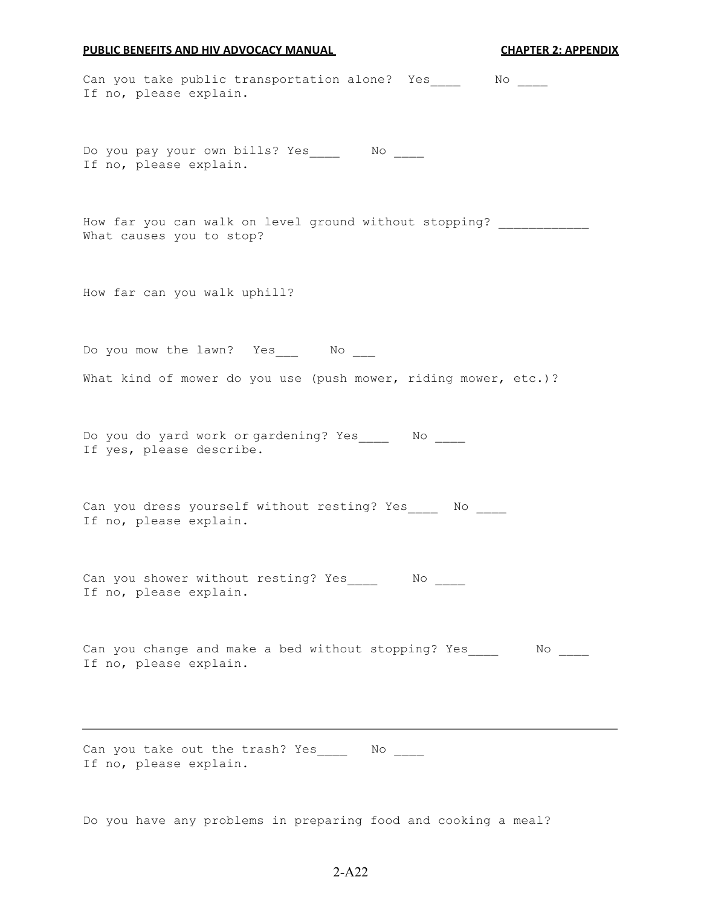Can you take public transportation alone? Yes____ No ____
If no, please explain.

Do you pay your own bills? Yes____ No ____
If no, please explain.

How far you can walk on level ground without stopping? ____________
What causes you to stop?

How far can you walk uphill?

Do you mow the lawn? Yes___ No ___

What kind of mower do you use (push mower, riding mower, etc.)?

Do you do yard work or gardening? Yes____ No ____
If yes, please describe.

Can you dress yourself without resting? Yes____ No ____
If no, please explain.

Can you shower without resting? Yes____ No ____
If no, please explain.

Can you change and make a bed without stopping? Yes____ No ____
If no, please explain.

---

Can you take out the trash? Yes____ No ____
If no, please explain.

Do you have any problems in preparing food and cooking a meal?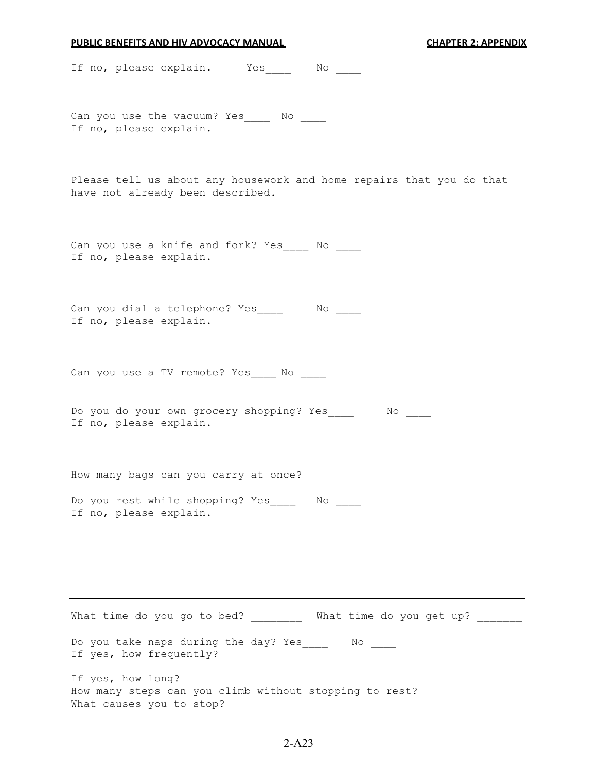If no, please explain. Yes____ No ____

Can you use the vacuum? Yes____ No ____
If no, please explain.

Please tell us about any housework and home repairs that you do that have not already been described.

Can you use a knife and fork? Yes____ No ____
If no, please explain.

Can you dial a telephone? Yes____ No ____
If no, please explain.

Can you use a TV remote? Yes____ No ____

Do you do your own grocery shopping? Yes____ No ____
If no, please explain.

How many bags can you carry at once?

Do you rest while shopping? Yes____ No ____
If no, please explain.

---

What time do you go to bed? ________ What time do you get up? _______

Do you take naps during the day? Yes____ No ____
If yes, how frequently?

If yes, how long?
How many steps can you climb without stopping to rest?
What causes you to stop?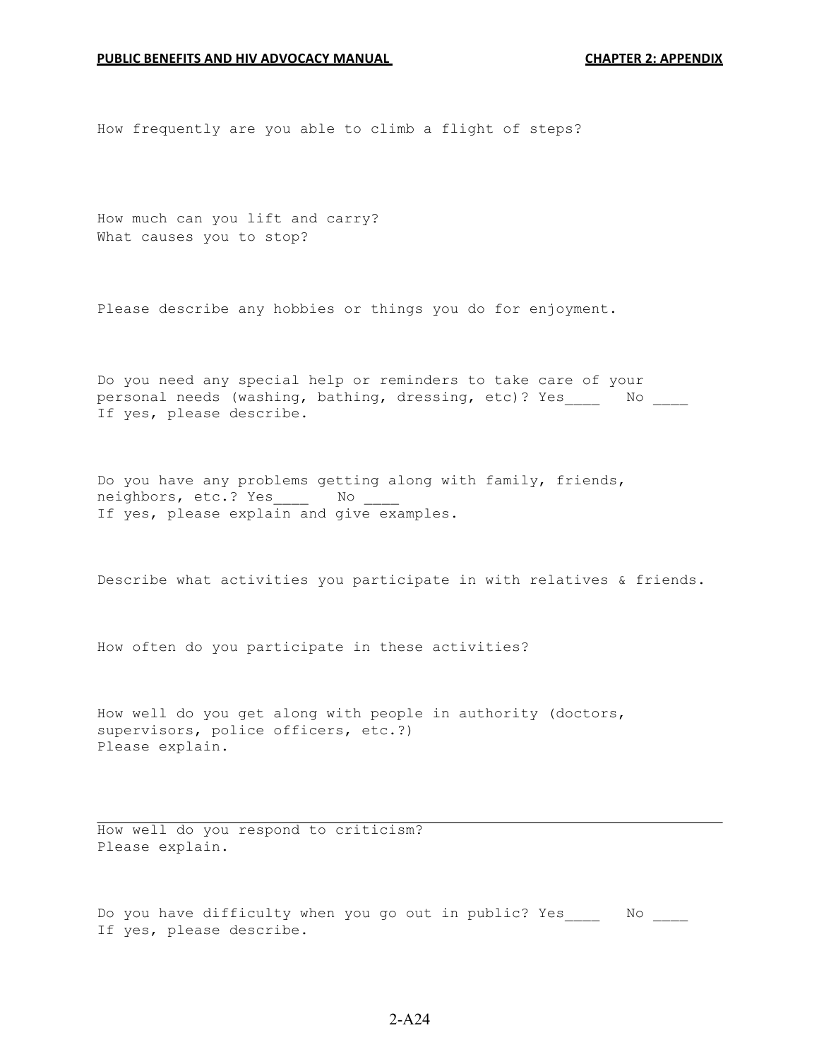How frequently are you able to climb a flight of steps?

How much can you lift and carry?
What causes you to stop?

Please describe any hobbies or things you do for enjoyment.

Do you need any special help or reminders to take care of your personal needs (washing, bathing, dressing, etc)? Yes____ No ____
If yes, please describe.

Do you have any problems getting along with family, friends, neighbors, etc.? Yes____ No ____
If yes, please explain and give examples.

Describe what activities you participate in with relatives & friends.

How often do you participate in these activities?

How well do you get along with people in authority (doctors, supervisors, police officers, etc.?)
Please explain.

---

How well do you respond to criticism?
Please explain.

Do you have difficulty when you go out in public? Yes____ No ____
If yes, please describe.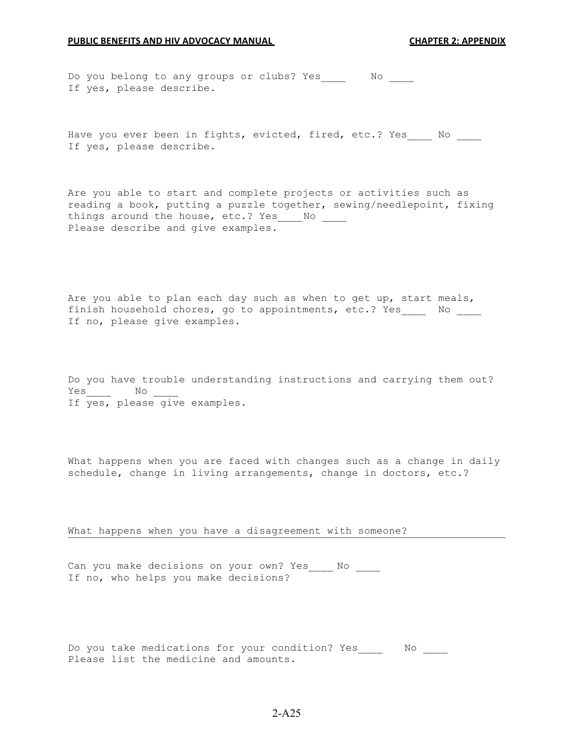Do you belong to any groups or clubs? Yes____ No ____
If yes, please describe.

Have you ever been in fights, evicted, fired, etc.? Yes____ No ____
If yes, please describe.

Are you able to start and complete projects or activities such as reading a book, putting a puzzle together, sewing/needlepoint, fixing things around the house, etc.? Yes____No ____
Please describe and give examples.

Are you able to plan each day such as when to get up, start meals, finish household chores, go to appointments, etc.? Yes____ No ____
If no, please give examples.

Do you have trouble understanding instructions and carrying them out?
Yes____ No ____
If yes, please give examples.

What happens when you are faced with changes such as a change in daily schedule, change in living arrangements, change in doctors, etc.?

What happens when you have a disagreement with someone?

Can you make decisions on your own? Yes____ No ____
If no, who helps you make decisions?

Do you take medications for your condition? Yes____ No ____
Please list the medicine and amounts.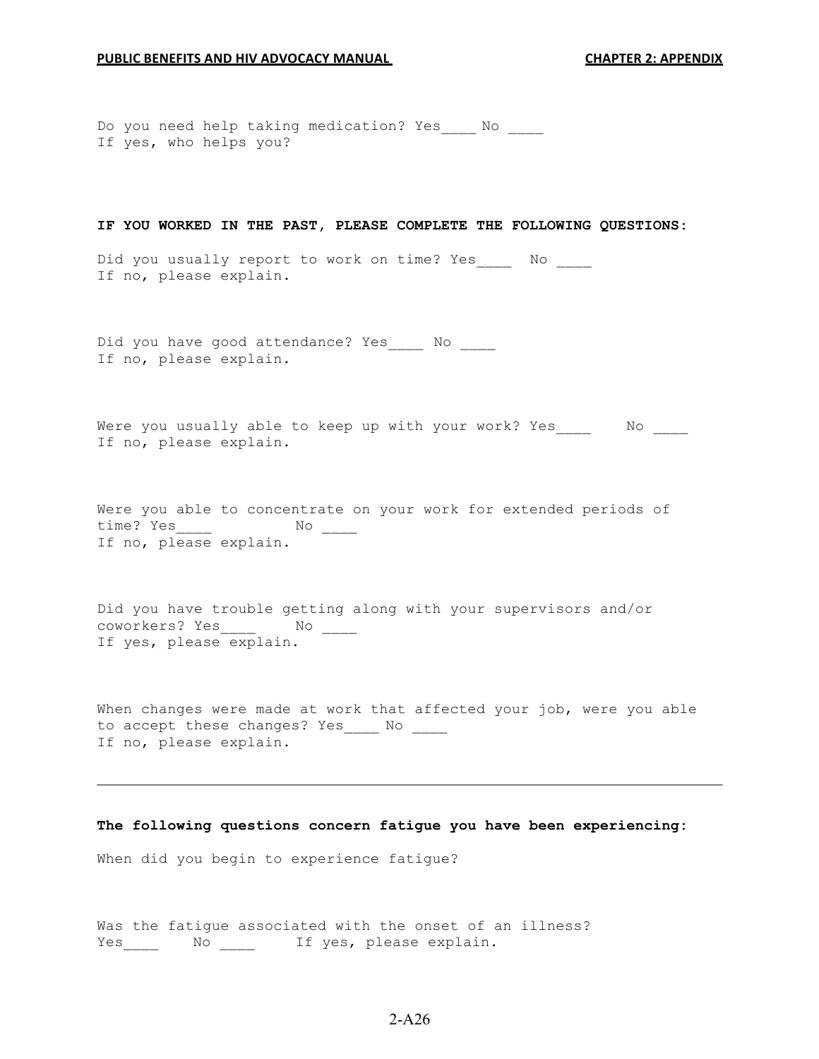Do you need help taking medication? Yes____ No ____
If yes, who helps you?

**IF YOU WORKED IN THE PAST, PLEASE COMPLETE THE FOLLOWING QUESTIONS:**

Did you usually report to work on time? Yes____ No ____
If no, please explain.

Did you have good attendance? Yes____ No ____
If no, please explain.

Were you usually able to keep up with your work? Yes____ No ____
If no, please explain.

Were you able to concentrate on your work for extended periods of time? Yes____ No ____
If no, please explain.

Did you have trouble getting along with your supervisors and/or coworkers? Yes____ No ____
If yes, please explain.

When changes were made at work that affected your job, were you able to accept these changes? Yes____ No ____
If no, please explain.

---

**The following questions concern fatigue you have been experiencing:**

When did you begin to experience fatigue?

Was the fatigue associated with the onset of an illness?
Yes____ No ____ If yes, please explain.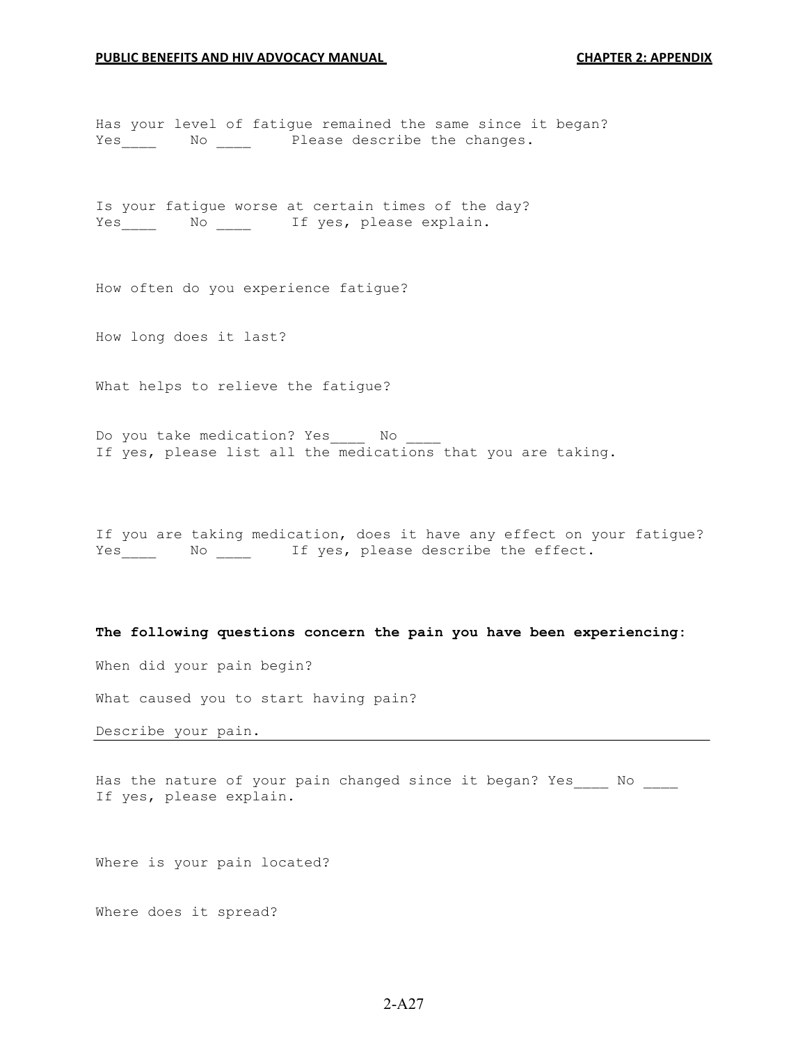Has your level of fatigue remained the same since it began?
Yes____ No ____ Please describe the changes.

Is your fatigue worse at certain times of the day?
Yes____ No ____ If yes, please explain.

How often do you experience fatigue?

How long does it last?

What helps to relieve the fatigue?

Do you take medication? Yes____ No ____
If yes, please list all the medications that you are taking.

If you are taking medication, does it have any effect on your fatigue?
Yes____ No ____ If yes, please describe the effect.

**The following questions concern the pain you have been experiencing:**

When did your pain begin?

What caused you to start having pain?

Describe your pain.

Has the nature of your pain changed since it began? Yes____ No ____
If yes, please explain.

Where is your pain located?

Where does it spread?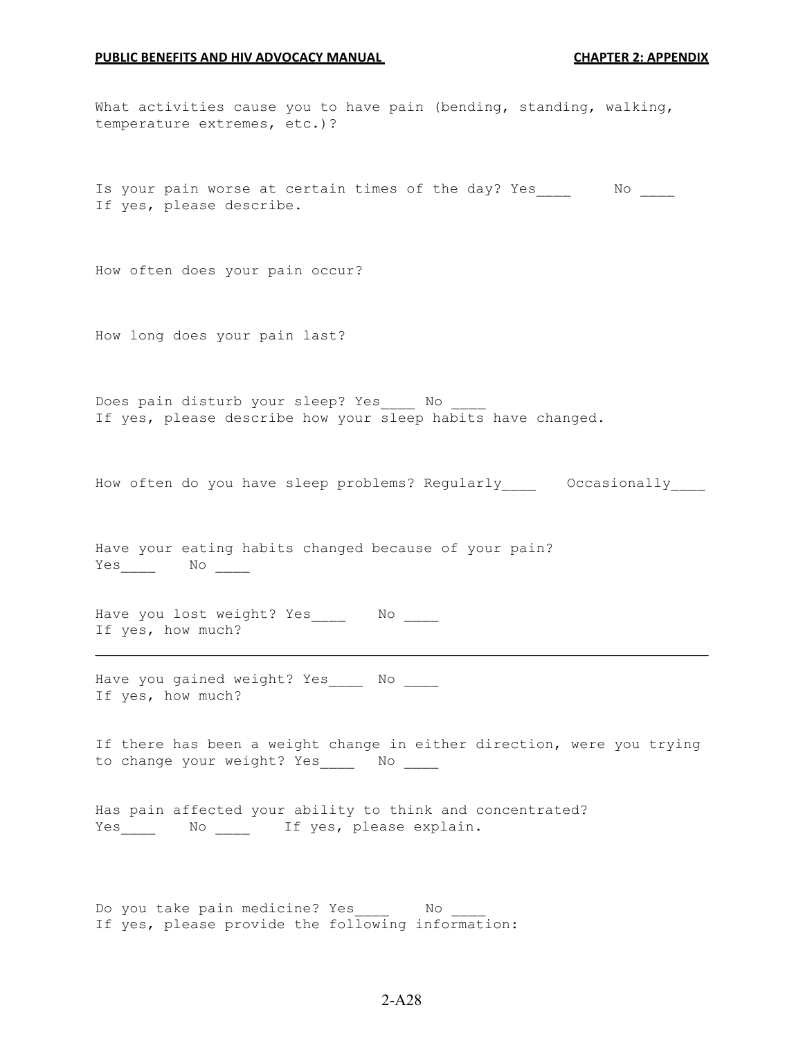What activities cause you to have pain (bending, standing, walking, temperature extremes, etc.)?

Is your pain worse at certain times of the day? Yes____ No ____
If yes, please describe.

How often does your pain occur?

How long does your pain last?

Does pain disturb your sleep? Yes____ No ____
If yes, please describe how your sleep habits have changed.

How often do you have sleep problems? Regularly____ Occasionally____

Have your eating habits changed because of your pain?
Yes____ No ____

Have you lost weight? Yes____ No ____
If yes, how much?

---

Have you gained weight? Yes____ No ____
If yes, how much?

If there has been a weight change in either direction, were you trying to change your weight? Yes____ No ____

Has pain affected your ability to think and concentrated?
Yes____ No ____ If yes, please explain.

Do you take pain medicine? Yes____ No ____
If yes, please provide the following information: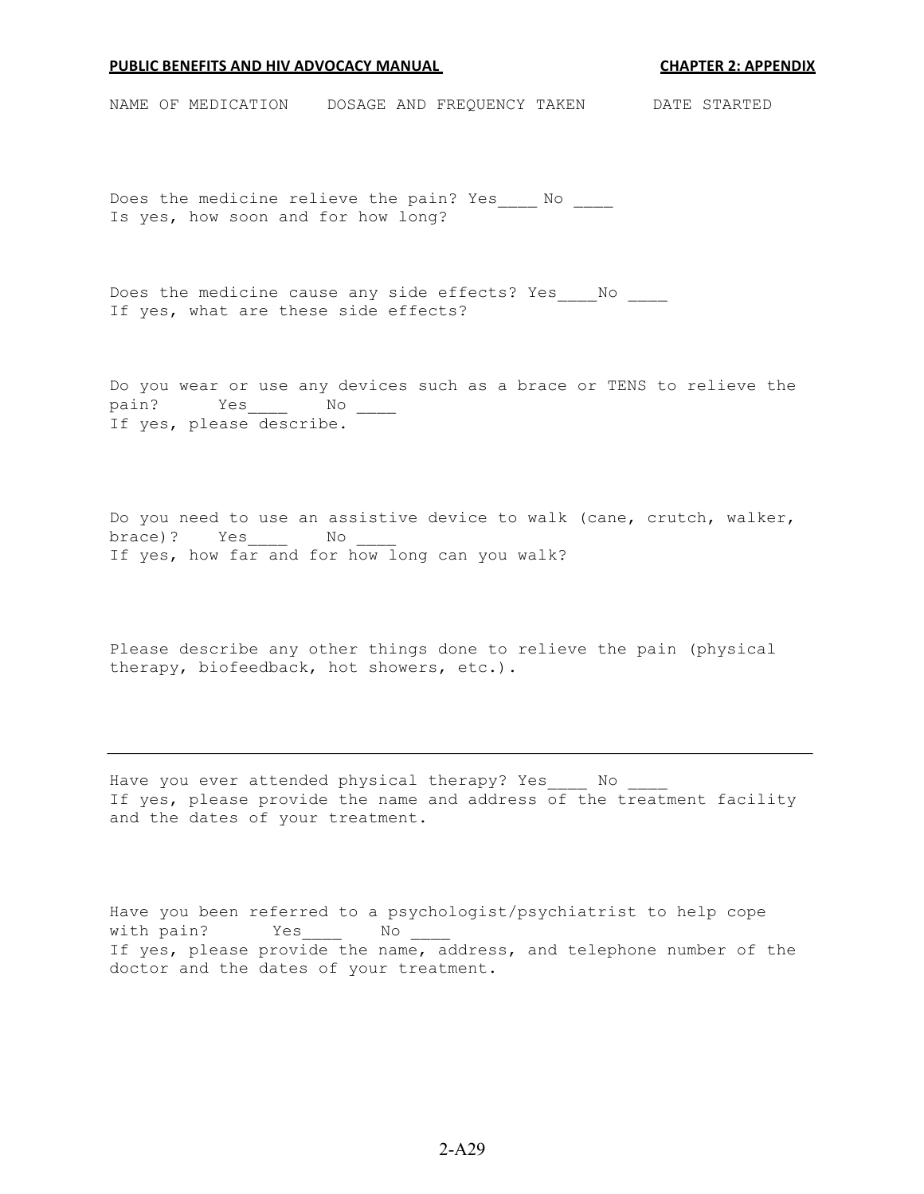NAME OF MEDICATION    DOSAGE AND FREQUENCY TAKEN    DATE STARTED

Does the medicine relieve the pain? Yes____ No ____
Is yes, how soon and for how long?

Does the medicine cause any side effects? Yes____No ____
If yes, what are these side effects?

Do you wear or use any devices such as a brace or TENS to relieve the pain?   Yes____   No ____
If yes, please describe.

Do you need to use an assistive device to walk (cane, crutch, walker, brace)?   Yes____   No ____
If yes, how far and for how long can you walk?

Please describe any other things done to relieve the pain (physical therapy, biofeedback, hot showers, etc.).

---

Have you ever attended physical therapy? Yes____ No ____
If yes, please provide the name and address of the treatment facility and the dates of your treatment.

Have you been referred to a psychologist/psychiatrist to help cope with pain?   Yes____   No ____
If yes, please provide the name, address, and telephone number of the doctor and the dates of your treatment.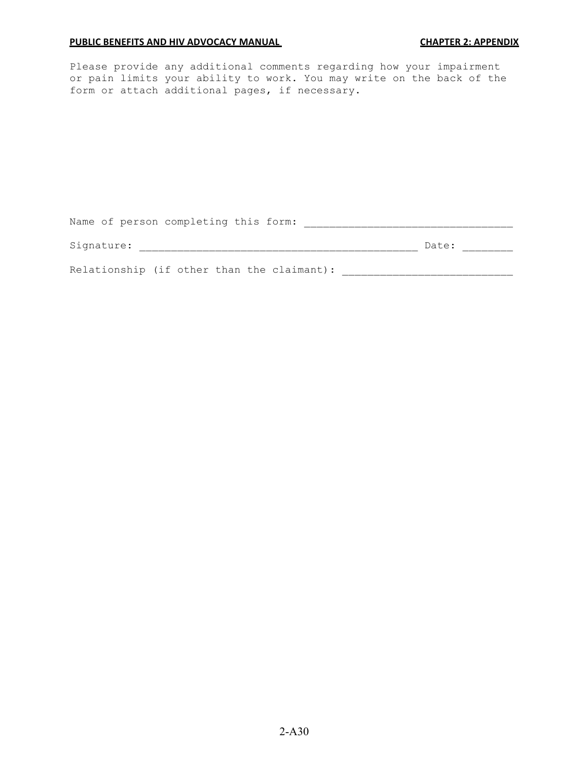Please provide any additional comments regarding how your impairment or pain limits your ability to work. You may write on the back of the form or attach additional pages, if necessary.

Name of person completing this form: ________________________________

Signature: ____________________________________________ Date: ________

Relationship (if other than the claimant): ___________________________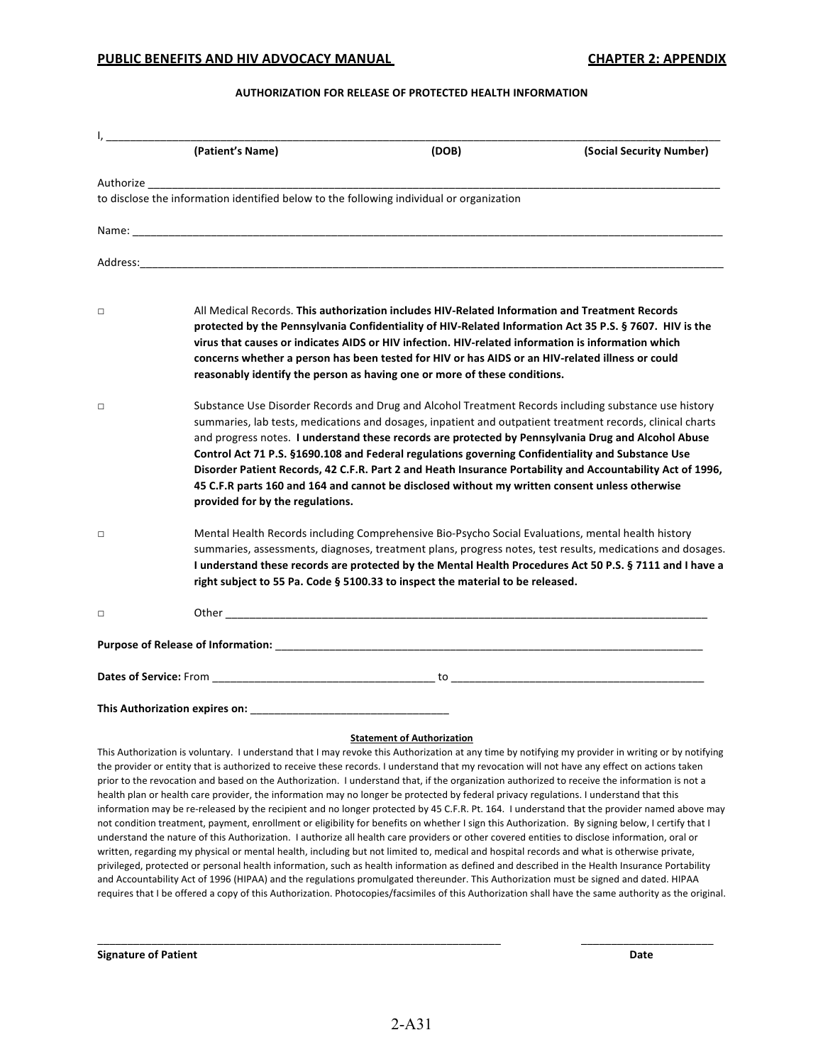### AUTHORIZATION FOR RELEASE OF PROTECTED HEALTH INFORMATION

I, ___________________________________________________________________________

**(Patient's Name)** **(DOB)** **(Social Security Number)**

Authorize ___________________________________________________________________________

to disclose the information identified below to the following individual or organization

Name: ___________________________________________________________________________

Address: ___________________________________________________________________________

□ All Medical Records. **This authorization includes HIV-Related Information and Treatment Records protected by the Pennsylvania Confidentiality of HIV-Related Information Act 35 P.S. § 7607. HIV is the virus that causes or indicates AIDS or HIV infection. HIV-related information is information which concerns whether a person has been tested for HIV or has AIDS or an HIV-related illness or could reasonably identify the person as having one or more of these conditions.**

□ Substance Use Disorder Records and Drug and Alcohol Treatment Records including substance use history summaries, lab tests, medications and dosages, inpatient and outpatient treatment records, clinical charts and progress notes. **I understand these records are protected by Pennsylvania Drug and Alcohol Abuse Control Act 71 P.S. §1690.108 and Federal regulations governing Confidentiality and Substance Use Disorder Patient Records, 42 C.F.R. Part 2 and Heath Insurance Portability and Accountability Act of 1996, 45 C.F.R parts 160 and 164 and cannot be disclosed without my written consent unless otherwise provided for by the regulations.**

□ Mental Health Records including Comprehensive Bio-Psycho Social Evaluations, mental health history summaries, assessments, diagnoses, treatment plans, progress notes, test results, medications and dosages. **I understand these records are protected by the Mental Health Procedures Act 50 P.S. § 7111 and I have a right subject to 55 Pa. Code § 5100.33 to inspect the material to be released.**

□ Other ___________________________________________________________________________

**Purpose of Release of Information:** ___________________________________________________________________________

**Dates of Service:** From ______________________________ to ______________________________

**This Authorization expires on:** ______________________________

**Statement of Authorization**

This Authorization is voluntary. I understand that I may revoke this Authorization at any time by notifying my provider in writing or by notifying the provider or entity that is authorized to receive these records. I understand that my revocation will not have any effect on actions taken prior to the revocation and based on the Authorization. I understand that, if the organization authorized to receive the information is not a health plan or health care provider, the information may no longer be protected by federal privacy regulations. I understand that this information may be re-released by the recipient and no longer protected by 45 C.F.R. Pt. 164. I understand that the provider named above may not condition treatment, payment, enrollment or eligibility for benefits on whether I sign this Authorization. By signing below, I certify that I understand the nature of this Authorization. I authorize all health care providers or other covered entities to disclose information, oral or written, regarding my physical or mental health, including but not limited to, medical and hospital records and what is otherwise private, privileged, protected or personal health information, such as health information as defined and described in the Health Insurance Portability and Accountability Act of 1996 (HIPAA) and the regulations promulgated thereunder. This Authorization must be signed and dated. HIPAA requires that I be offered a copy of this Authorization. Photocopies/facsimiles of this Authorization shall have the same authority as the original.

___________________________________________ ______________________

**Signature of Patient** **Date**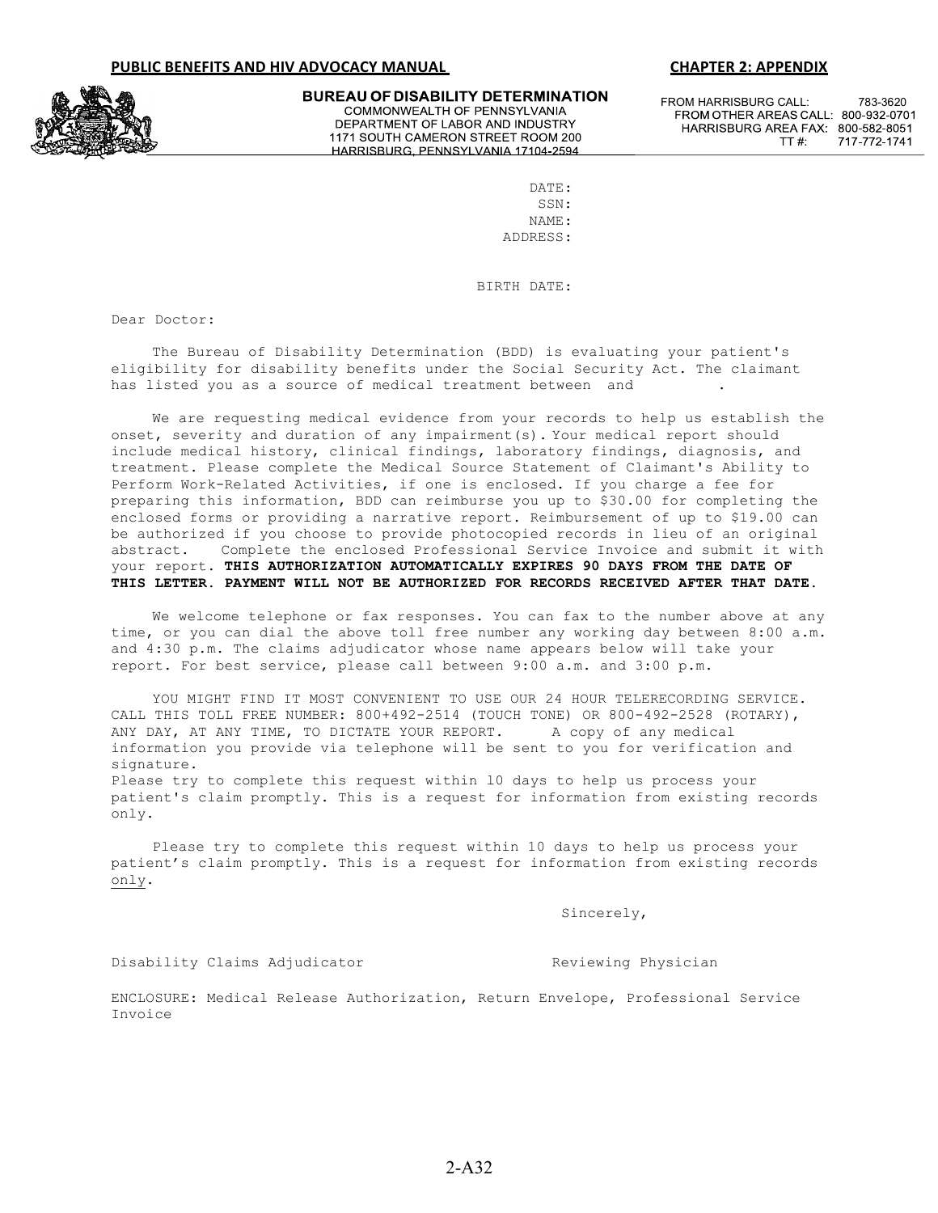**BUREAU OF DISABILITY DETERMINATION**
COMMONWEALTH OF PENNSYLVANIA
DEPARTMENT OF LABOR AND INDUSTRY
1171 SOUTH CAMERON STREET ROOM 200
HARRISBURG, PENNSYLVANIA 17104-2594

FROM HARRISBURG CALL: 783-3620
FROM OTHER AREAS CALL: 800-932-0701
HARRISBURG AREA FAX: 800-582-8051
TT #: 717-772-1741

DATE:
SSN:
NAME:
ADDRESS:

BIRTH DATE:

Dear Doctor:

The Bureau of Disability Determination (BDD) is evaluating your patient's eligibility for disability benefits under the Social Security Act. The claimant has listed you as a source of medical treatment between and .

We are requesting medical evidence from your records to help us establish the onset, severity and duration of any impairment(s). Your medical report should include medical history, clinical findings, laboratory findings, diagnosis, and treatment. Please complete the Medical Source Statement of Claimant's Ability to Perform Work-Related Activities, if one is enclosed. If you charge a fee for preparing this information, BDD can reimburse you up to $30.00 for completing the enclosed forms or providing a narrative report. Reimbursement of up to $19.00 can be authorized if you choose to provide photocopied records in lieu of an original abstract. Complete the enclosed Professional Service Invoice and submit it with your report. **THIS AUTHORIZATION AUTOMATICALLY EXPIRES 90 DAYS FROM THE DATE OF THIS LETTER. PAYMENT WILL NOT BE AUTHORIZED FOR RECORDS RECEIVED AFTER THAT DATE.**

We welcome telephone or fax responses. You can fax to the number above at any time, or you can dial the above toll free number any working day between 8:00 a.m. and 4:30 p.m. The claims adjudicator whose name appears below will take your report. For best service, please call between 9:00 a.m. and 3:00 p.m.

YOU MIGHT FIND IT MOST CONVENIENT TO USE OUR 24 HOUR TELERECORDING SERVICE. CALL THIS TOLL FREE NUMBER: 800+492-2514 (TOUCH TONE) OR 800-492-2528 (ROTARY), ANY DAY, AT ANY TIME, TO DICTATE YOUR REPORT. A copy of any medical information you provide via telephone will be sent to you for verification and signature.
Please try to complete this request within l0 days to help us process your patient's claim promptly. This is a request for information from existing records only.

Please try to complete this request within 10 days to help us process your patient's claim promptly. This is a request for information from existing records only.

Sincerely,

Disability Claims Adjudicator Reviewing Physician

ENCLOSURE: Medical Release Authorization, Return Envelope, Professional Service Invoice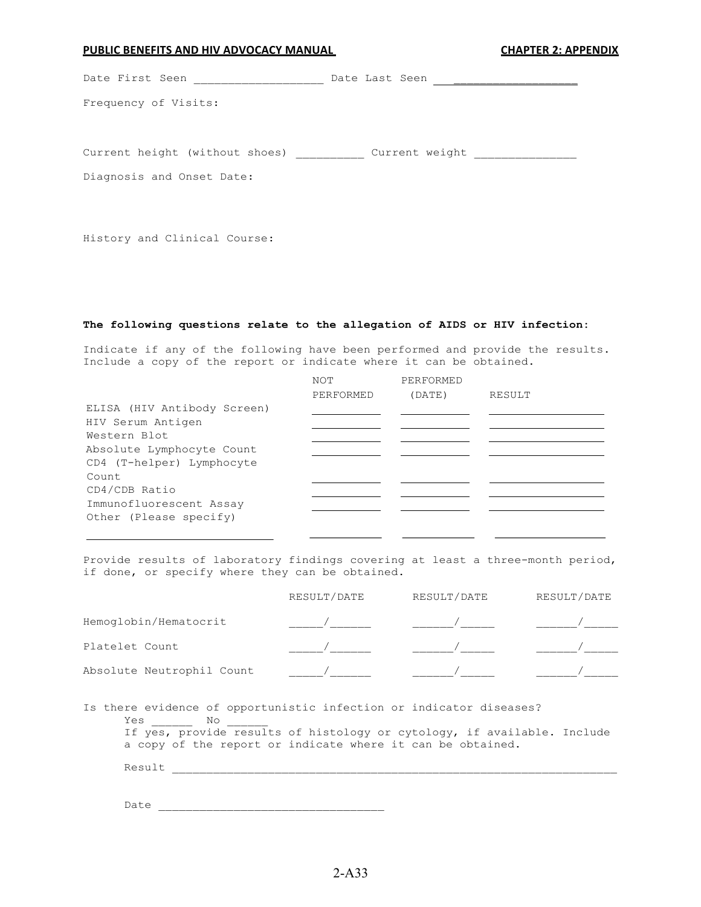Date First Seen ___________________ Date Last Seen ___________________

Frequency of Visits:

Current height (without shoes) __________ Current weight _______________

Diagnosis and Onset Date:

History and Clinical Course:

**The following questions relate to the allegation of AIDS or HIV infection:**

Indicate if any of the following have been performed and provide the results. Include a copy of the report or indicate where it can be obtained.

| | NOT PERFORMED | PERFORMED (DATE) | RESULT |
|---|---|---|---|
| ELISA (HIV Antibody Screen) | __________ | __________ | __________________ |
| HIV Serum Antigen | __________ | __________ | __________________ |
| Western Blot | __________ | __________ | __________________ |
| Absolute Lymphocyte Count | __________ | __________ | __________________ |
| CD4 (T-helper) Lymphocyte Count | __________ | __________ | __________________ |
| CD4/CDB Ratio | __________ | __________ | __________________ |
| Immunofluorescent Assay | __________ | __________ | __________________ |
| Other (Please specify) | | | |
| ____________________________ | __________ | __________ | __________________ |

Provide results of laboratory findings covering at least a three-month period, if done, or specify where they can be obtained.

| | RESULT/DATE | RESULT/DATE | RESULT/DATE |
|---|---|---|---|
| Hemoglobin/Hematocrit | _____/______ | ______/_____ | ______/_____ |
| Platelet Count | _____/______ | ______/_____ | ______/_____ |
| Absolute Neutrophil Count | _____/______ | ______/_____ | ______/_____ |

Is there evidence of opportunistic infection or indicator diseases?

Yes ______ No ______

If yes, provide results of histology or cytology, if available. Include a copy of the report or indicate where it can be obtained.

Result ______________________________________________________________________

Date __________________________________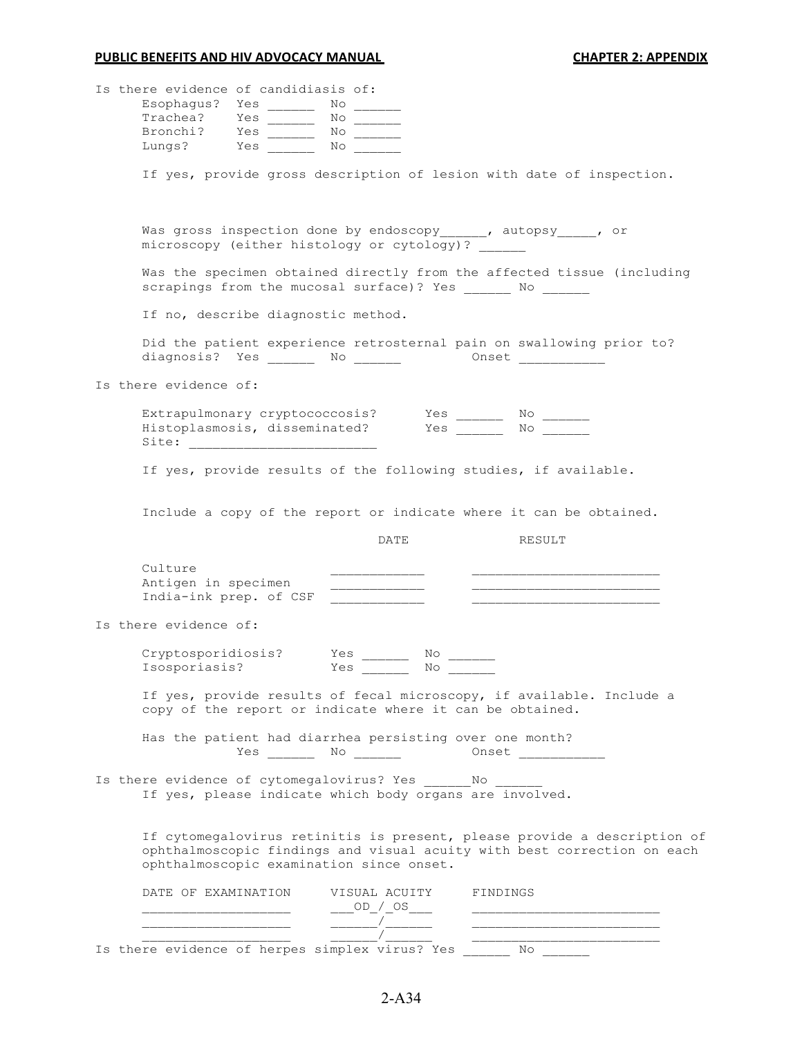Is there evidence of candidiasis of:

Esophagus? Yes ______ No ______
Trachea? Yes ______ No ______
Bronchi? Yes ______ No ______
Lungs? Yes ______ No ______

If yes, provide gross description of lesion with date of inspection.

Was gross inspection done by endoscopy______, autopsy_____, or microscopy (either histology or cytology)? ______

Was the specimen obtained directly from the affected tissue (including scrapings from the mucosal surface)? Yes ______ No ______

If no, describe diagnostic method.

Did the patient experience retrosternal pain on swallowing prior to? diagnosis? Yes ______ No ______ Onset ___________

Is there evidence of:

Extrapulmonary cryptococcosis? Yes ______ No ______
Histoplasmosis, disseminated? Yes ______ No ______
Site: ________________________

If yes, provide results of the following studies, if available.

Include a copy of the report or indicate where it can be obtained.

| | DATE | RESULT |
|---|---|---|
| Culture | ____________ | ________________________ |
| Antigen in specimen | ____________ | ________________________ |
| India-ink prep. of CSF | ____________ | ________________________ |

Is there evidence of:

Cryptosporidiosis? Yes ______ No ______
Isosporiasis? Yes ______ No ______

If yes, provide results of fecal microscopy, if available. Include a copy of the report or indicate where it can be obtained.

Has the patient had diarrhea persisting over one month?
Yes ______ No ______ Onset ___________

Is there evidence of cytomegalovirus? Yes ______No ______
If yes, please indicate which body organs are involved.

If cytomegalovirus retinitis is present, please provide a description of ophthalmoscopic findings and visual acuity with best correction on each ophthalmoscopic examination since onset.

| DATE OF EXAMINATION | VISUAL ACUITY | FINDINGS |
|---|---|---|
| ___________________ | ___OD_/_OS___ | ________________________ |
| ___________________ | ______/______ | ________________________ |
| ___________________ | ______/______ | ________________________ |

Is there evidence of herpes simplex virus? Yes ______ No ______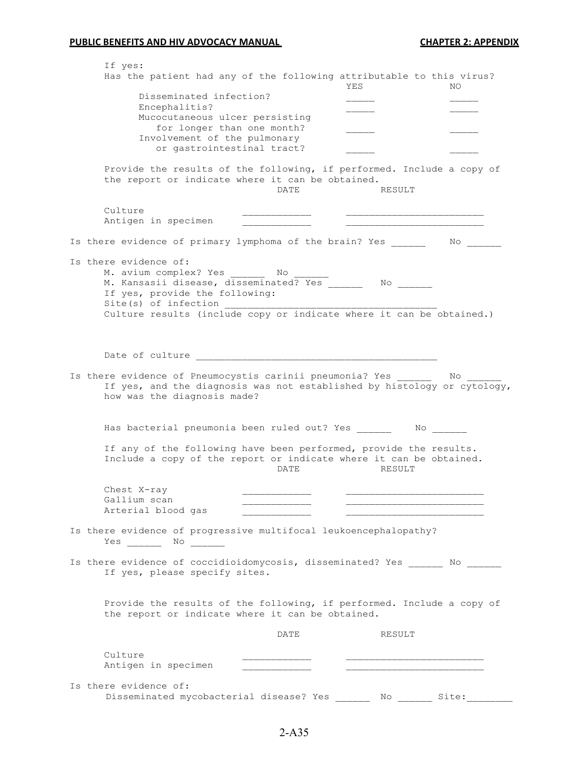If yes:

Has the patient had any of the following attributable to this virus?

| | YES | NO |
|---|---|---|
| Disseminated infection? | _____ | _____ |
| Encephalitis? | _____ | _____ |
| Mucocutaneous ulcer persisting for longer than one month? | _____ | _____ |
| Involvement of the pulmonary or gastrointestinal tract? | _____ | _____ |

Provide the results of the following, if performed. Include a copy of the report or indicate where it can be obtained.

| | DATE | RESULT |
|---|---|---|
| Culture | ____________ | ________________________ |
| Antigen in specimen | ____________ | ________________________ |

Is there evidence of primary lymphoma of the brain? Yes ______ No ______

Is there evidence of:

M. avium complex? Yes ______ No ______

M. Kansasii disease, disseminated? Yes ______ No ______

If yes, provide the following:

Site(s) of infection ______________________________________

Culture results (include copy or indicate where it can be obtained.)

Date of culture ____________________________________________

Is there evidence of Pneumocystis carinii pneumonia? Yes ______ No ______

If yes, and the diagnosis was not established by histology or cytology, how was the diagnosis made?

Has bacterial pneumonia been ruled out? Yes ______ No ______

If any of the following have been performed, provide the results. Include a copy of the report or indicate where it can be obtained.

| | DATE | RESULT |
|---|---|---|
| Chest X-ray | ____________ | ________________________ |
| Gallium scan | ____________ | ________________________ |
| Arterial blood gas | ____________ | ________________________ |

Is there evidence of progressive multifocal leukoencephalopathy?

Yes ______ No ______

Is there evidence of coccidioidomycosis, disseminated? Yes ______ No ______

If yes, please specify sites.

Provide the results of the following, if performed. Include a copy of the report or indicate where it can be obtained.

| | DATE | RESULT |
|---|---|---|
| Culture | ____________ | ________________________ |
| Antigen in specimen | ____________ | ________________________ |

Is there evidence of:

Disseminated mycobacterial disease? Yes ______ No ______ Site:________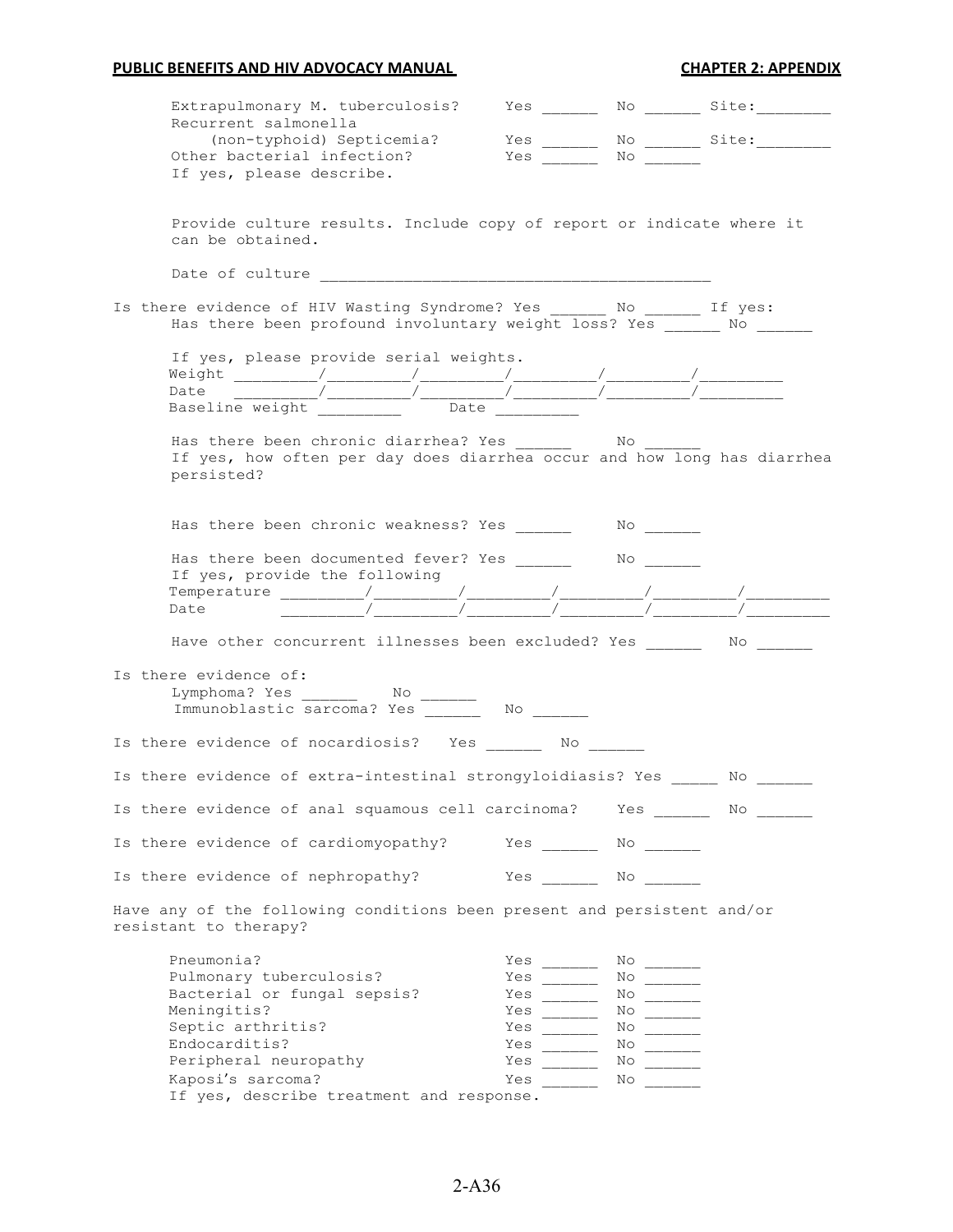Extrapulmonary M. tuberculosis? Yes ______ No ______ Site:________

Recurrent salmonella (non-typhoid) Septicemia? Yes ______ No ______ Site:________

Other bacterial infection? Yes ______ No ______

If yes, please describe.

Provide culture results. Include copy of report or indicate where it can be obtained.

Date of culture ____________________________________________

Is there evidence of HIV Wasting Syndrome? Yes ______ No ______ If yes:

Has there been profound involuntary weight loss? Yes ______ No ______

If yes, please provide serial weights.

Weight _________/_________/_________/_________/_________/_________

Date _________/_________/_________/_________/_________/_________

Baseline weight _________ Date _________

Has there been chronic diarrhea? Yes ______ No ______

If yes, how often per day does diarrhea occur and how long has diarrhea persisted?

Has there been chronic weakness? Yes ______ No ______

Has there been documented fever? Yes ______ No ______

If yes, provide the following

Temperature _________/_________/_________/_________/_________/_________

Date _________/_________/_________/_________/_________/_________

Have other concurrent illnesses been excluded? Yes ______ No ______

Is there evidence of:

Lymphoma? Yes ______ No ______

Immunoblastic sarcoma? Yes ______ No ______

Is there evidence of nocardiosis? Yes ______ No ______

Is there evidence of extra-intestinal strongyloidiasis? Yes _____ No ______

Is there evidence of anal squamous cell carcinoma? Yes ______ No ______

Is there evidence of cardiomyopathy? Yes ______ No ______

Is there evidence of nephropathy? Yes ______ No ______

Have any of the following conditions been present and persistent and/or resistant to therapy?

Pneumonia? Yes ______ No ______

Pulmonary tuberculosis? Yes ______ No ______

Bacterial or fungal sepsis? Yes ______ No ______

Meningitis? Yes ______ No ______

Septic arthritis? Yes ______ No ______

Endocarditis? Yes ______ No ______

Peripheral neuropathy Yes ______ No ______

Kaposi's sarcoma? Yes ______ No ______

If yes, describe treatment and response.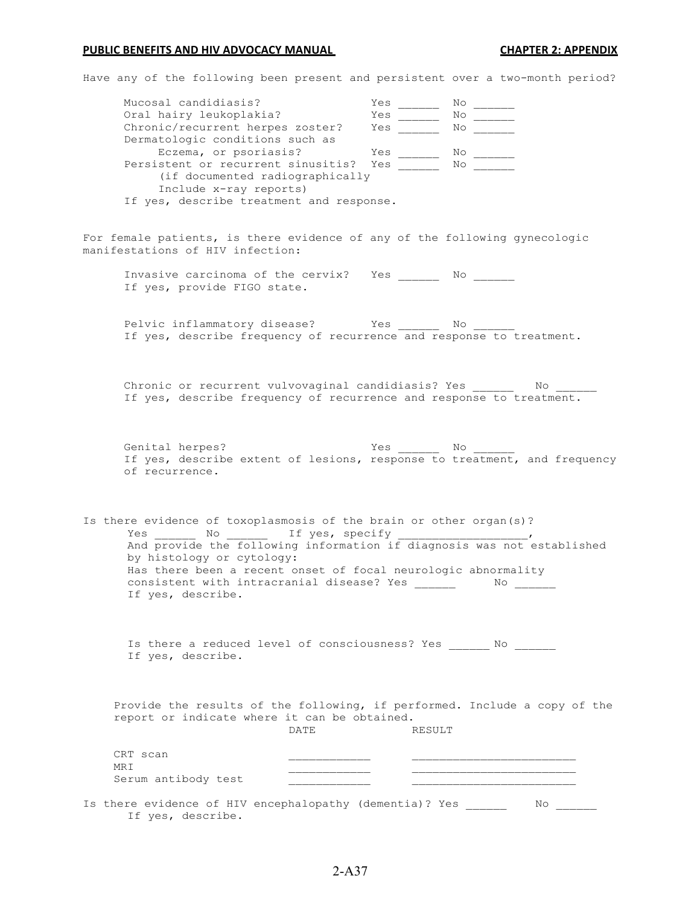Have any of the following been present and persistent over a two-month period?

- Mucosal candidiasis? Yes ______ No ______
- Oral hairy leukoplakia? Yes ______ No ______
- Chronic/recurrent herpes zoster? Yes ______ No ______
- Dermatologic conditions such as Eczema, or psoriasis? Yes ______ No ______
- Persistent or recurrent sinusitis? Yes ______ No ______
  (if documented radiographically Include x-ray reports)

If yes, describe treatment and response.

For female patients, is there evidence of any of the following gynecologic manifestations of HIV infection:

Invasive carcinoma of the cervix? Yes ______ No ______
If yes, provide FIGO state.

Pelvic inflammatory disease? Yes ______ No ______
If yes, describe frequency of recurrence and response to treatment.

Chronic or recurrent vulvovaginal candidiasis? Yes ______ No ______
If yes, describe frequency of recurrence and response to treatment.

Genital herpes? Yes ______ No ______
If yes, describe extent of lesions, response to treatment, and frequency of recurrence.

Is there evidence of toxoplasmosis of the brain or other organ(s)?
Yes ______ No ______ If yes, specify ___________________,
And provide the following information if diagnosis was not established by histology or cytology:
Has there been a recent onset of focal neurologic abnormality consistent with intracranial disease? Yes ______ No ______
If yes, describe.

Is there a reduced level of consciousness? Yes ______ No ______
If yes, describe.

Provide the results of the following, if performed. Include a copy of the report or indicate where it can be obtained.

| | DATE | RESULT |
|---|---|---|
| CRT scan | ____________ | ________________________ |
| MRI | ____________ | ________________________ |
| Serum antibody test | ____________ | ________________________ |

Is there evidence of HIV encephalopathy (dementia)? Yes ______ No ______
If yes, describe.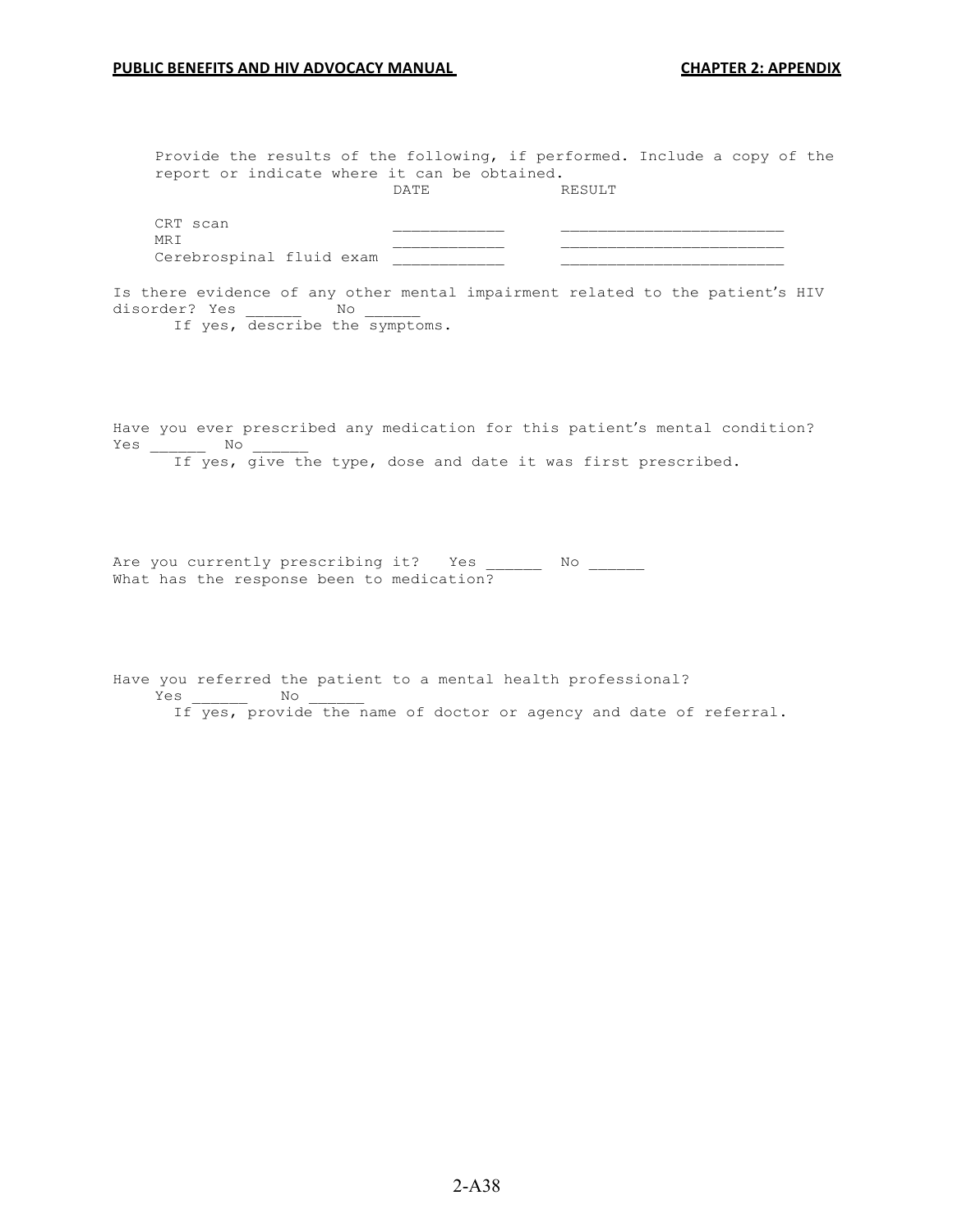Provide the results of the following, if performed. Include a copy of the report or indicate where it can be obtained.

| | DATE | RESULT |
|---|---|---|
| CRT scan | ____________ | ________________________ |
| MRI | ____________ | ________________________ |
| Cerebrospinal fluid exam | ____________ | ________________________ |

Is there evidence of any other mental impairment related to the patient's HIV disorder? Yes ______ No ______

If yes, describe the symptoms.

Have you ever prescribed any medication for this patient's mental condition? Yes ______ No ______

If yes, give the type, dose and date it was first prescribed.

Are you currently prescribing it? Yes ______ No ______

What has the response been to medication?

Have you referred the patient to a mental health professional?

Yes ______ No ______

If yes, provide the name of doctor or agency and date of referral.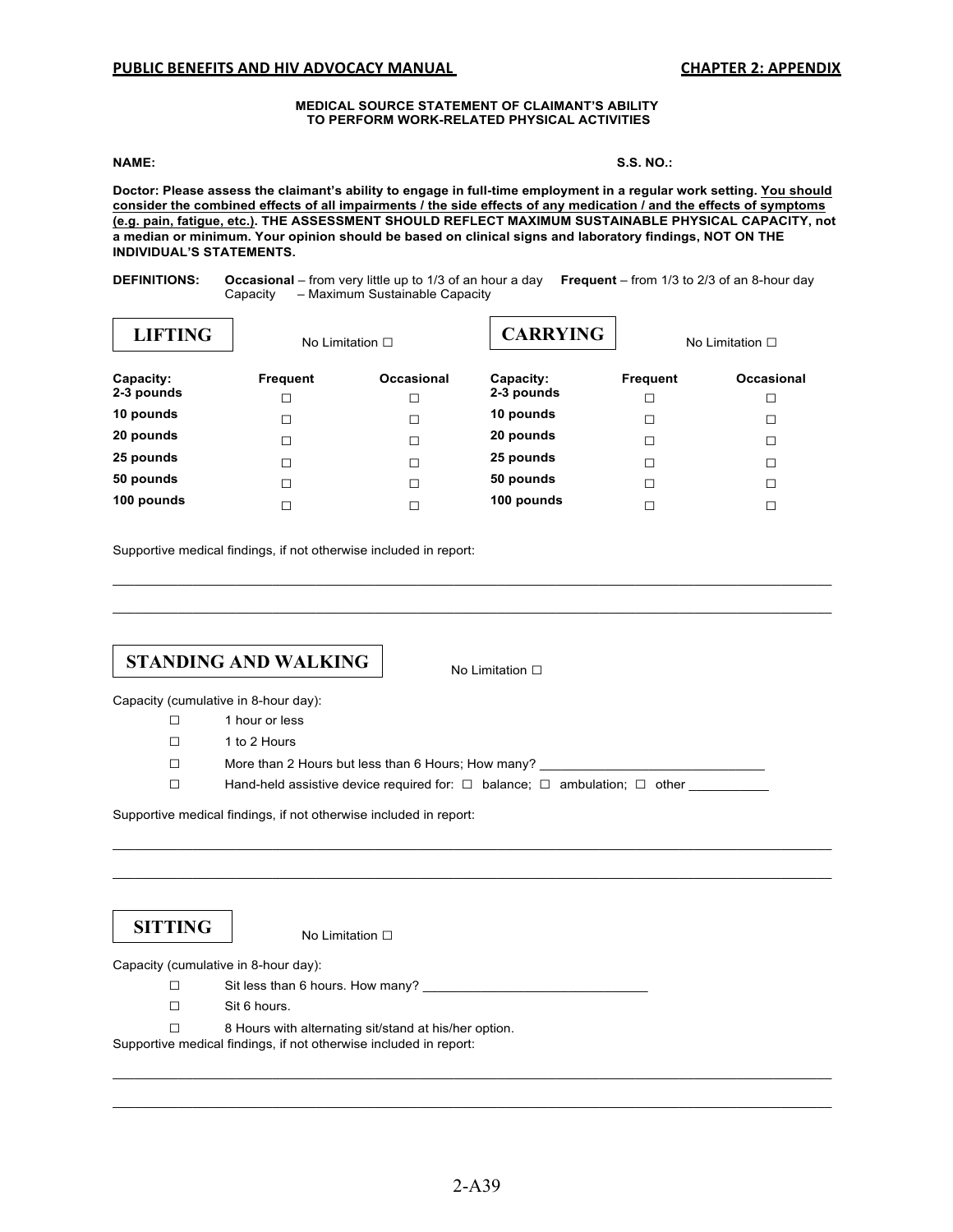**MEDICAL SOURCE STATEMENT OF CLAIMANT'S ABILITY TO PERFORM WORK-RELATED PHYSICAL ACTIVITIES**

**NAME:** **S.S. NO.:**

**Doctor: Please assess the claimant's ability to engage in full-time employment in a regular work setting. <u>You should consider the combined effects of all impairments / the side effects of any medication / and the effects of symptoms (e.g. pain, fatigue, etc.)</u>. THE ASSESSMENT SHOULD REFLECT MAXIMUM SUSTAINABLE PHYSICAL CAPACITY, not a median or minimum. Your opinion should be based on clinical signs and laboratory findings, NOT ON THE INDIVIDUAL'S STATEMENTS.**

**DEFINITIONS:** **Occasional** – from very little up to 1/3 of an hour a day **Frequent** – from 1/3 to 2/3 of an 8-hour day
Capacity – Maximum Sustainable Capacity

## LIFTING

No Limitation ☐

| Capacity: | Frequent | Occasional |
|---|---|---|
| 2-3 pounds | ☐ | ☐ |
| 10 pounds | ☐ | ☐ |
| 20 pounds | ☐ | ☐ |
| 25 pounds | ☐ | ☐ |
| 50 pounds | ☐ | ☐ |
| 100 pounds | ☐ | ☐ |

## CARRYING

No Limitation ☐

| Capacity: | Frequent | Occasional |
|---|---|---|
| 2-3 pounds | ☐ | ☐ |
| 10 pounds | ☐ | ☐ |
| 20 pounds | ☐ | ☐ |
| 25 pounds | ☐ | ☐ |
| 50 pounds | ☐ | ☐ |
| 100 pounds | ☐ | ☐ |

Supportive medical findings, if not otherwise included in report:

______________________________________________________________________________

______________________________________________________________________________

## STANDING AND WALKING

No Limitation ☐

Capacity (cumulative in 8-hour day):

- ☐ 1 hour or less
- ☐ 1 to 2 Hours
- ☐ More than 2 Hours but less than 6 Hours; How many? ______________________________
- ☐ Hand-held assistive device required for: ☐ balance; ☐ ambulation; ☐ other ___________

Supportive medical findings, if not otherwise included in report:

______________________________________________________________________________

______________________________________________________________________________

## SITTING

No Limitation ☐

Capacity (cumulative in 8-hour day):

- ☐ Sit less than 6 hours. How many? ______________________________
- ☐ Sit 6 hours.
- ☐ 8 Hours with alternating sit/stand at his/her option.

Supportive medical findings, if not otherwise included in report:

______________________________________________________________________________

______________________________________________________________________________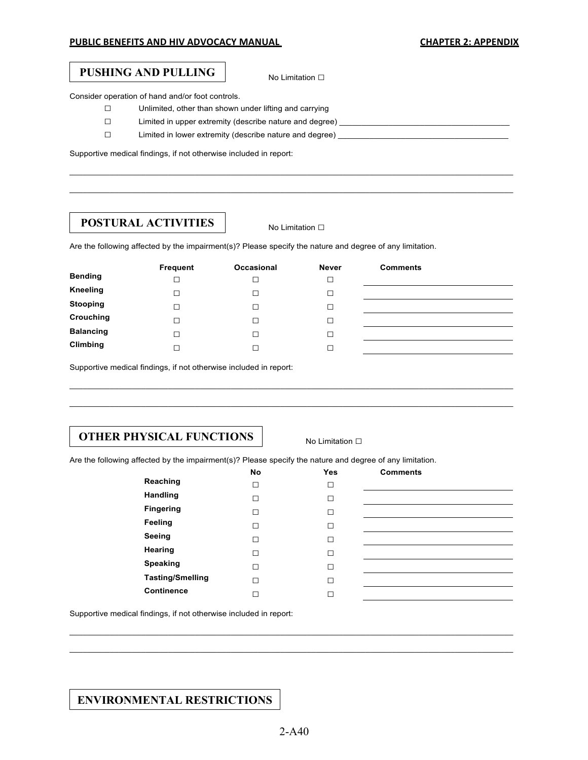## PUSHING AND PULLING

No Limitation ☐

Consider operation of hand and/or foot controls.

- ☐ Unlimited, other than shown under lifting and carrying
- ☐ Limited in upper extremity (describe nature and degree) ______________________________________
- ☐ Limited in lower extremity (describe nature and degree) ______________________________________

Supportive medical findings, if not otherwise included in report:

____________________________________________________________________________________________

____________________________________________________________________________________________

## POSTURAL ACTIVITIES

No Limitation ☐

Are the following affected by the impairment(s)? Please specify the nature and degree of any limitation.

| | Frequent | Occasional | Never | Comments |
|---|---|---|---|---|
| **Bending** | ☐ | ☐ | ☐ | ____________________ |
| **Kneeling** | ☐ | ☐ | ☐ | ____________________ |
| **Stooping** | ☐ | ☐ | ☐ | ____________________ |
| **Crouching** | ☐ | ☐ | ☐ | ____________________ |
| **Balancing** | ☐ | ☐ | ☐ | ____________________ |
| **Climbing** | ☐ | ☐ | ☐ | ____________________ |

Supportive medical findings, if not otherwise included in report:

____________________________________________________________________________________________

____________________________________________________________________________________________

## OTHER PHYSICAL FUNCTIONS

No Limitation ☐

Are the following affected by the impairment(s)? Please specify the nature and degree of any limitation.

| | No | Yes | Comments |
|---|---|---|---|
| **Reaching** | ☐ | ☐ | ____________________ |
| **Handling** | ☐ | ☐ | ____________________ |
| **Fingering** | ☐ | ☐ | ____________________ |
| **Feeling** | ☐ | ☐ | ____________________ |
| **Seeing** | ☐ | ☐ | ____________________ |
| **Hearing** | ☐ | ☐ | ____________________ |
| **Speaking** | ☐ | ☐ | ____________________ |
| **Tasting/Smelling** | ☐ | ☐ | ____________________ |
| **Continence** | ☐ | ☐ | ____________________ |

Supportive medical findings, if not otherwise included in report:

____________________________________________________________________________________________

____________________________________________________________________________________________

## ENVIRONMENTAL RESTRICTIONS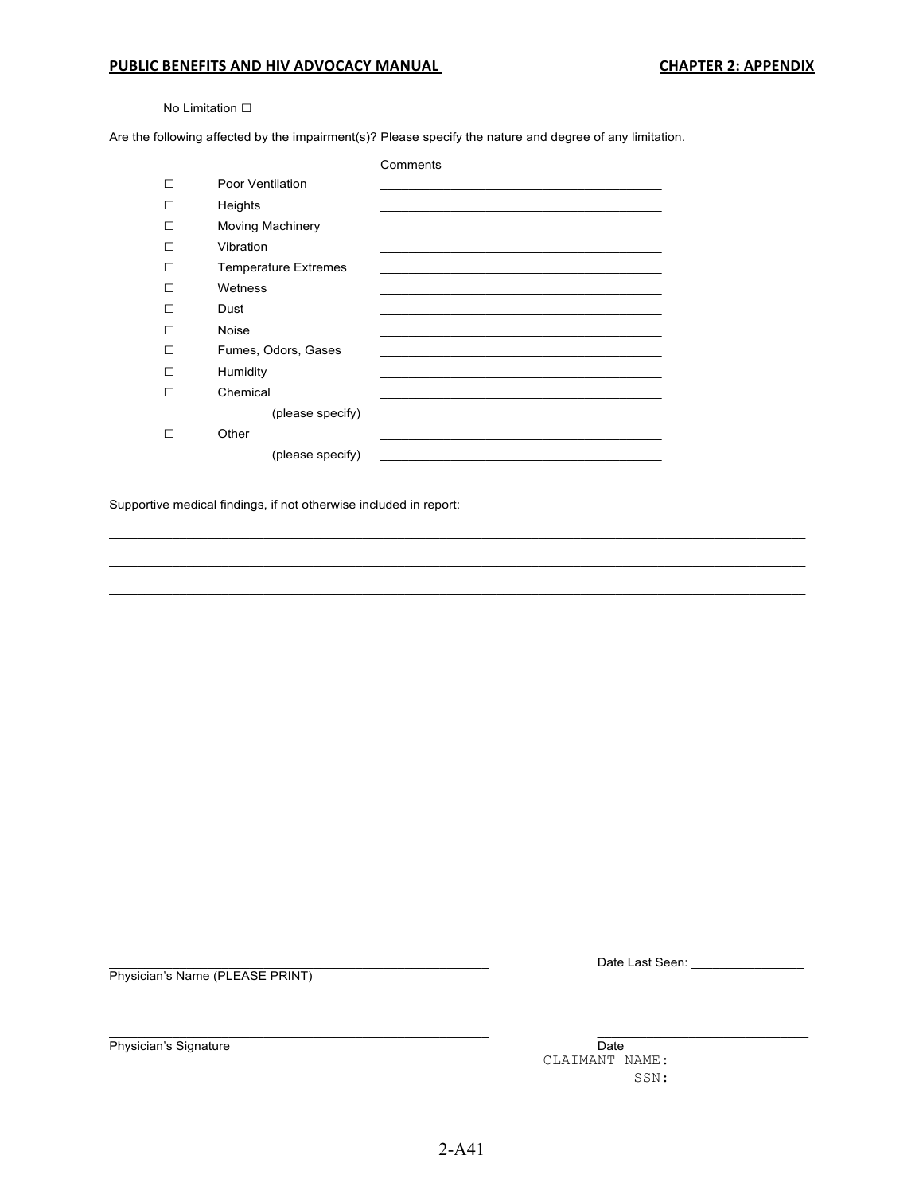No Limitation ☐

Are the following affected by the impairment(s)? Please specify the nature and degree of any limitation.

| | | Comments |
|---|---|---|
| ☐ | Poor Ventilation | ________________________________ |
| ☐ | Heights | ________________________________ |
| ☐ | Moving Machinery | ________________________________ |
| ☐ | Vibration | ________________________________ |
| ☐ | Temperature Extremes | ________________________________ |
| ☐ | Wetness | ________________________________ |
| ☐ | Dust | ________________________________ |
| ☐ | Noise | ________________________________ |
| ☐ | Fumes, Odors, Gases | ________________________________ |
| ☐ | Humidity | ________________________________ |
| ☐ | Chemical | ________________________________ |
| | (please specify) | ________________________________ |
| ☐ | Other | ________________________________ |
| | (please specify) | ________________________________ |

Supportive medical findings, if not otherwise included in report:

________________________________________________________________________________

________________________________________________________________________________

________________________________________________________________________________

______________________________________________ Date Last Seen: ________________

Physician's Name (PLEASE PRINT)

______________________________________________ ______________________________

Physician's Signature Date

CLAIMANT NAME:

SSN: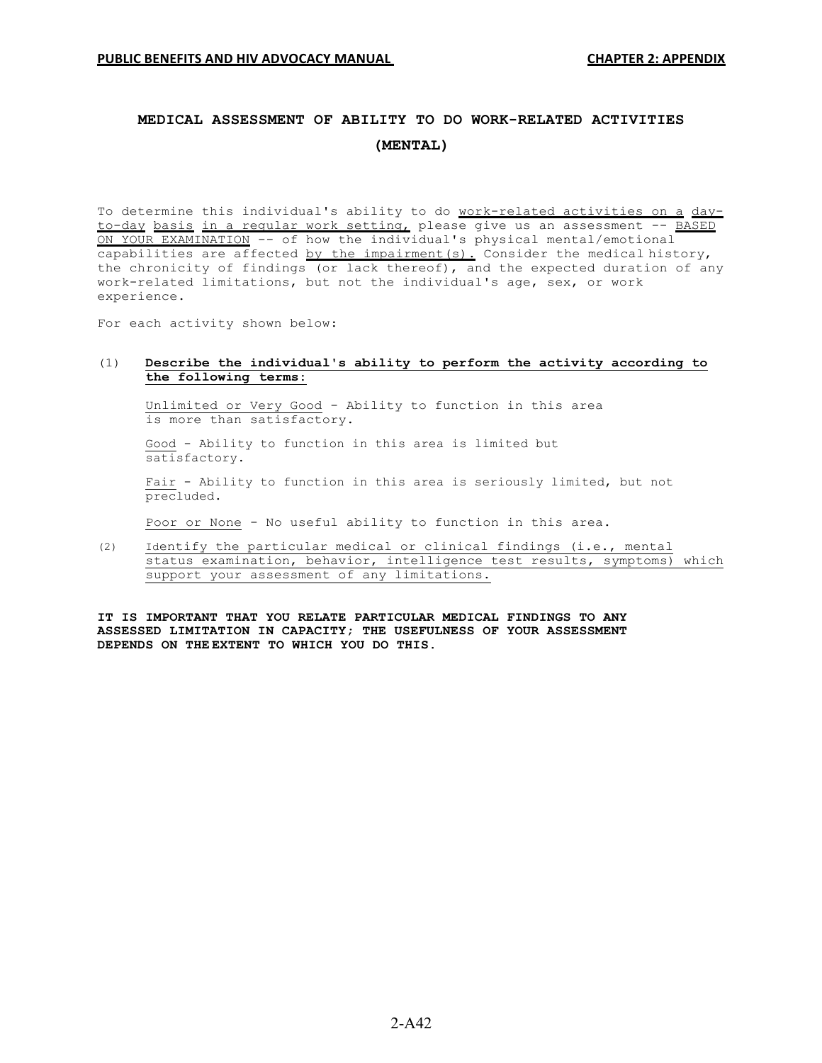# MEDICAL ASSESSMENT OF ABILITY TO DO WORK-RELATED ACTIVITIES (MENTAL)

To determine this individual's ability to do work-related activities on a day-to-day basis in a regular work setting, please give us an assessment -- BASED ON YOUR EXAMINATION -- of how the individual's physical mental/emotional capabilities are affected by the impairment(s). Consider the medical history, the chronicity of findings (or lack thereof), and the expected duration of any work-related limitations, but not the individual's age, sex, or work experience.

For each activity shown below:

(1) **Describe the individual's ability to perform the activity according to the following terms:**

Unlimited or Very Good - Ability to function in this area is more than satisfactory.

Good - Ability to function in this area is limited but satisfactory.

Fair - Ability to function in this area is seriously limited, but not precluded.

Poor or None - No useful ability to function in this area.

(2) Identify the particular medical or clinical findings (i.e., mental status examination, behavior, intelligence test results, symptoms) which support your assessment of any limitations.

**IT IS IMPORTANT THAT YOU RELATE PARTICULAR MEDICAL FINDINGS TO ANY ASSESSED LIMITATION IN CAPACITY; THE USEFULNESS OF YOUR ASSESSMENT DEPENDS ON THE EXTENT TO WHICH YOU DO THIS.**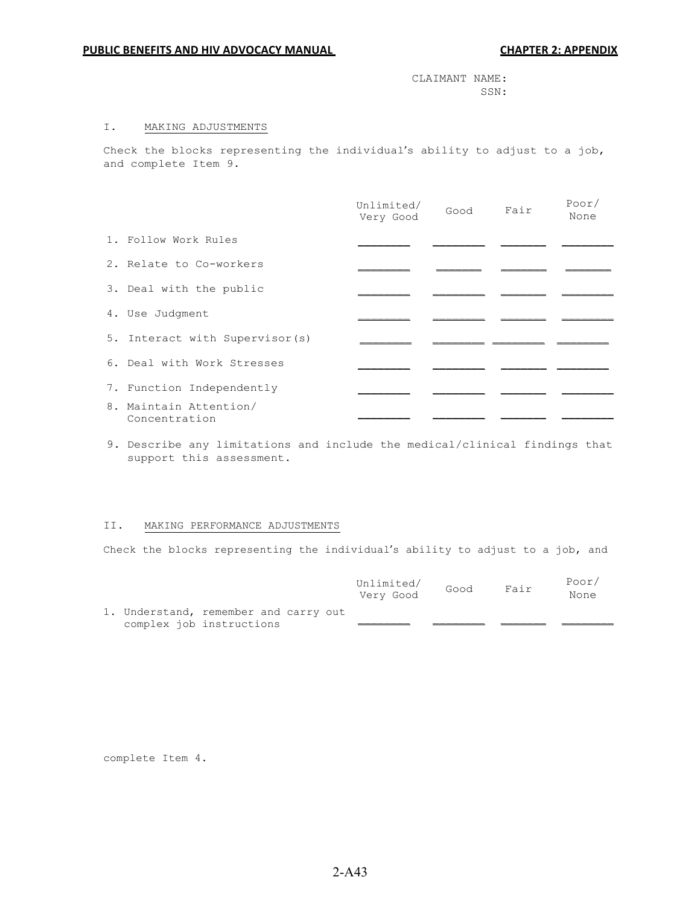CLAIMANT NAME:
SSN:

## I. MAKING ADJUSTMENTS

Check the blocks representing the individual's ability to adjust to a job, and complete Item 9.

| | Unlimited/ Very Good | Good | Fair | Poor/ None |
|---|---|---|---|---|
| 1. Follow Work Rules | ________ | ________ | ________ | ________ |
| 2. Relate to Co-workers | ________ | ________ | ________ | ________ |
| 3. Deal with the public | ________ | ________ | ________ | ________ |
| 4. Use Judgment | ________ | ________ | ________ | ________ |
| 5. Interact with Supervisor(s) | ________ | ________ | ________ | ________ |
| 6. Deal with Work Stresses | ________ | ________ | ________ | ________ |
| 7. Function Independently | ________ | ________ | ________ | ________ |
| 8. Maintain Attention/ Concentration | ________ | ________ | ________ | ________ |

9. Describe any limitations and include the medical/clinical findings that support this assessment.

## II. MAKING PERFORMANCE ADJUSTMENTS

Check the blocks representing the individual's ability to adjust to a job, and

| | Unlimited/ Very Good | Good | Fair | Poor/ None |
|---|---|---|---|---|
| 1. Understand, remember and carry out complex job instructions | ________ | ________ | ________ | ________ |

complete Item 4.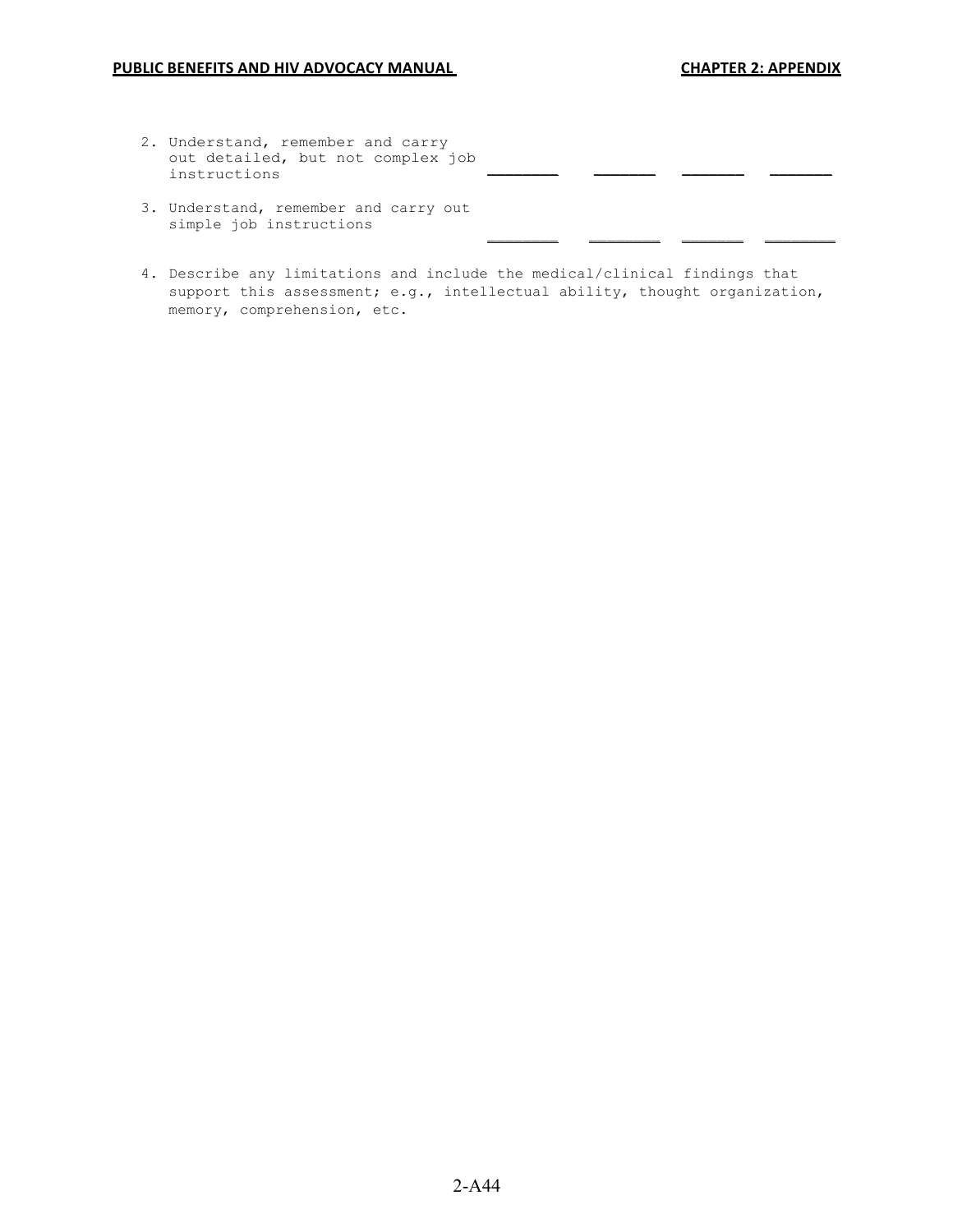2. Understand, remember and carry out detailed, but not complex job instructions \_\_\_\_\_\_\_\_ \_\_\_\_\_\_\_\_ \_\_\_\_\_\_\_\_ \_\_\_\_\_\_\_\_

3. Understand, remember and carry out simple job instructions \_\_\_\_\_\_\_\_ \_\_\_\_\_\_\_\_ \_\_\_\_\_\_\_\_ \_\_\_\_\_\_\_\_

4. Describe any limitations and include the medical/clinical findings that support this assessment; e.g., intellectual ability, thought organization, memory, comprehension, etc.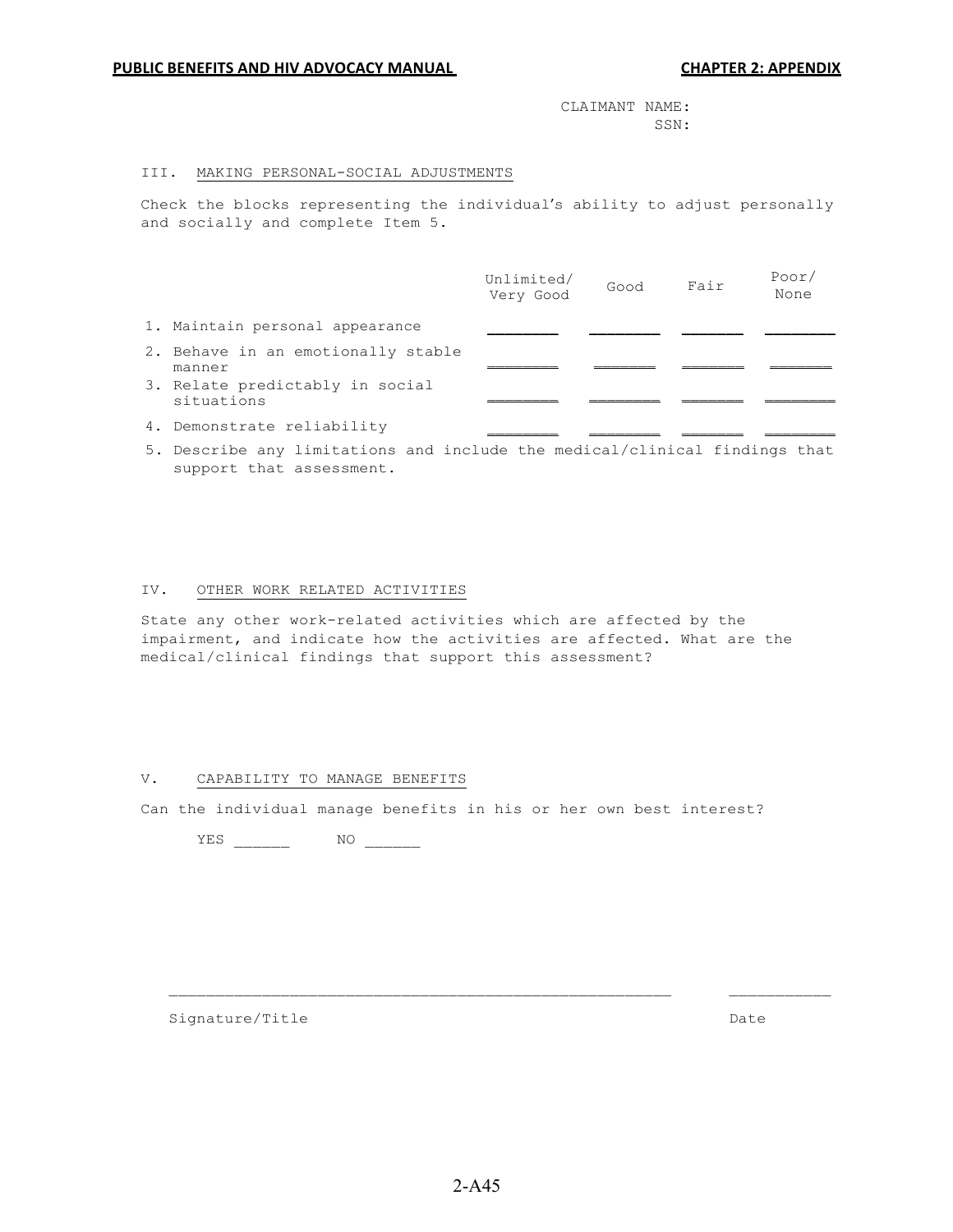CLAIMANT NAME:
SSN:

### III. MAKING PERSONAL-SOCIAL ADJUSTMENTS

Check the blocks representing the individual's ability to adjust personally and socially and complete Item 5.

| | Unlimited/ Very Good | Good | Fair | Poor/ None |
|---|---|---|---|---|
| 1. Maintain personal appearance | ______ | ______ | ______ | ______ |
| 2. Behave in an emotionally stable manner | ______ | ______ | ______ | ______ |
| 3. Relate predictably in social situations | ______ | ______ | ______ | ______ |
| 4. Demonstrate reliability | ______ | ______ | ______ | ______ |

5. Describe any limitations and include the medical/clinical findings that support that assessment.

### IV. OTHER WORK RELATED ACTIVITIES

State any other work-related activities which are affected by the impairment, and indicate how the activities are affected. What are the medical/clinical findings that support this assessment?

### V. CAPABILITY TO MANAGE BENEFITS

Can the individual manage benefits in his or her own best interest?

YES ______ NO ______

_______________________________________________ ___________

Signature/Title Date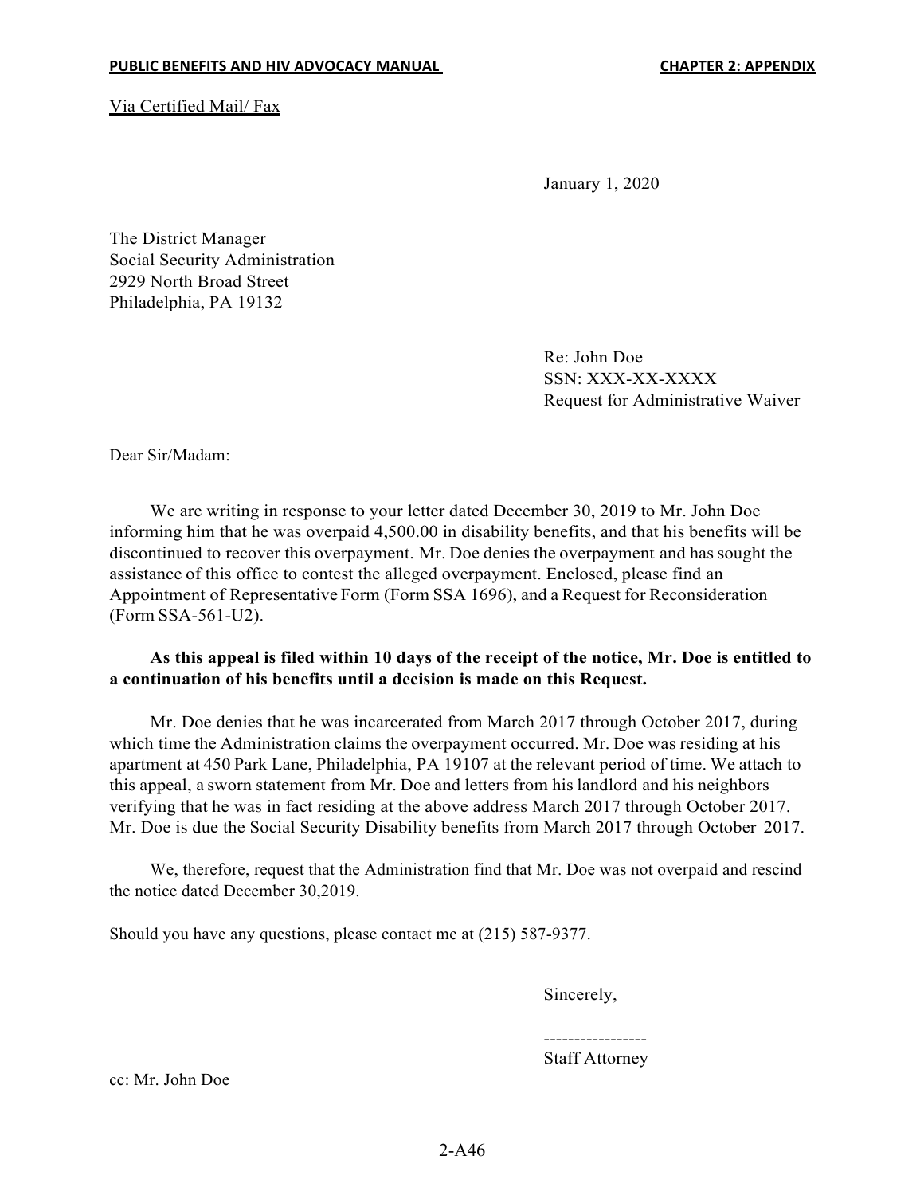Via Certified Mail/ Fax

January 1, 2020

The District Manager
Social Security Administration
2929 North Broad Street
Philadelphia, PA 19132

Re: John Doe
SSN: XXX-XX-XXXX
Request for Administrative Waiver

Dear Sir/Madam:

We are writing in response to your letter dated December 30, 2019 to Mr. John Doe informing him that he was overpaid 4,500.00 in disability benefits, and that his benefits will be discontinued to recover this overpayment. Mr. Doe denies the overpayment and has sought the assistance of this office to contest the alleged overpayment. Enclosed, please find an Appointment of Representative Form (Form SSA 1696), and a Request for Reconsideration (Form SSA-561-U2).

**As this appeal is filed within 10 days of the receipt of the notice, Mr. Doe is entitled to a continuation of his benefits until a decision is made on this Request.**

Mr. Doe denies that he was incarcerated from March 2017 through October 2017, during which time the Administration claims the overpayment occurred. Mr. Doe was residing at his apartment at 450 Park Lane, Philadelphia, PA 19107 at the relevant period of time. We attach to this appeal, a sworn statement from Mr. Doe and letters from his landlord and his neighbors verifying that he was in fact residing at the above address March 2017 through October 2017. Mr. Doe is due the Social Security Disability benefits from March 2017 through October 2017.

We, therefore, request that the Administration find that Mr. Doe was not overpaid and rescind the notice dated December 30,2019.

Should you have any questions, please contact me at (215) 587-9377.

Sincerely,

-----------------
Staff Attorney

cc: Mr. John Doe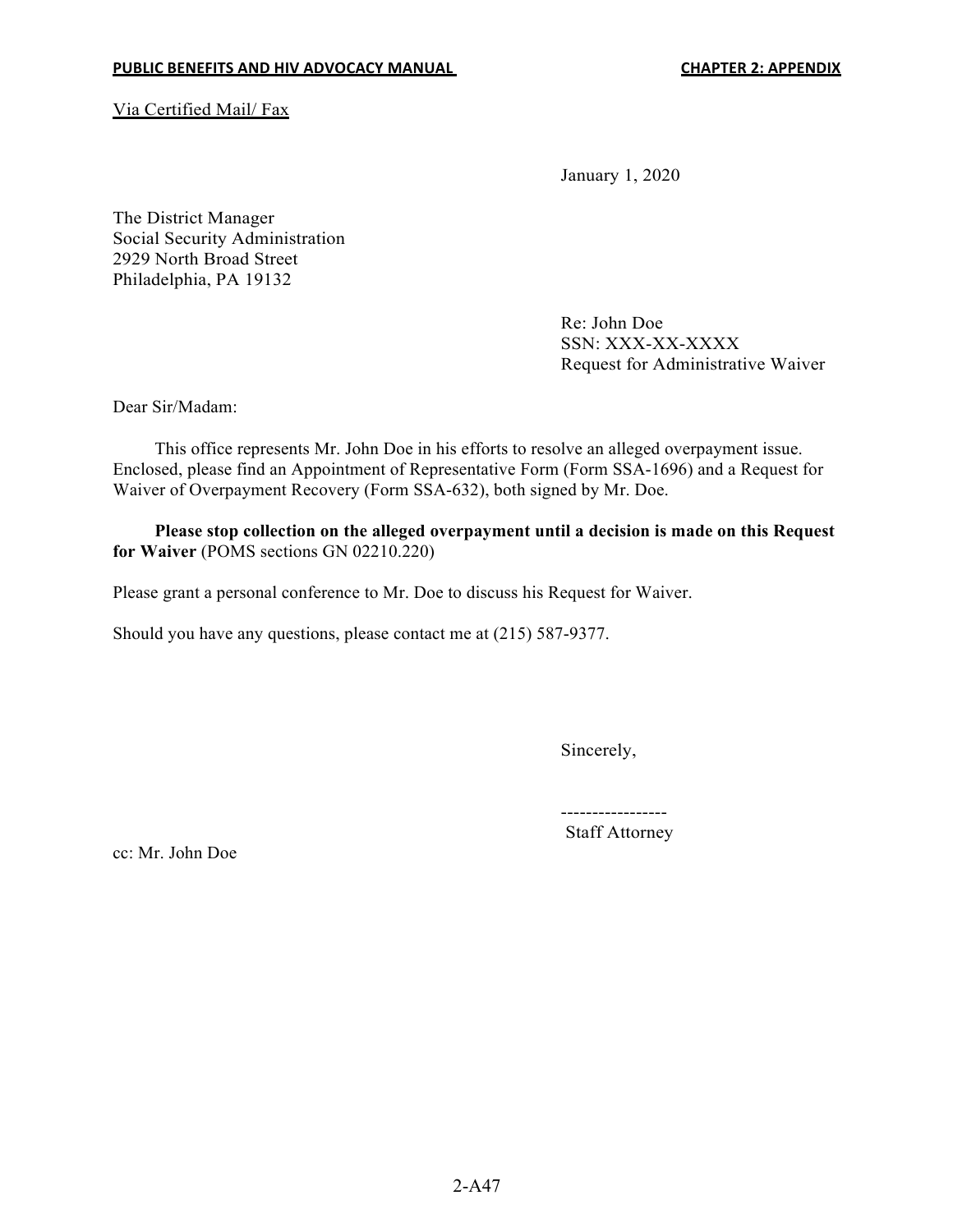Via Certified Mail/ Fax

January 1, 2020

The District Manager
Social Security Administration
2929 North Broad Street
Philadelphia, PA 19132

Re: John Doe
SSN: XXX-XX-XXXX
Request for Administrative Waiver

Dear Sir/Madam:

This office represents Mr. John Doe in his efforts to resolve an alleged overpayment issue. Enclosed, please find an Appointment of Representative Form (Form SSA-1696) and a Request for Waiver of Overpayment Recovery (Form SSA-632), both signed by Mr. Doe.

**Please stop collection on the alleged overpayment until a decision is made on this Request for Waiver** (POMS sections GN 02210.220)

Please grant a personal conference to Mr. Doe to discuss his Request for Waiver.

Should you have any questions, please contact me at (215) 587-9377.

Sincerely,

-----------------
Staff Attorney

cc: Mr. John Doe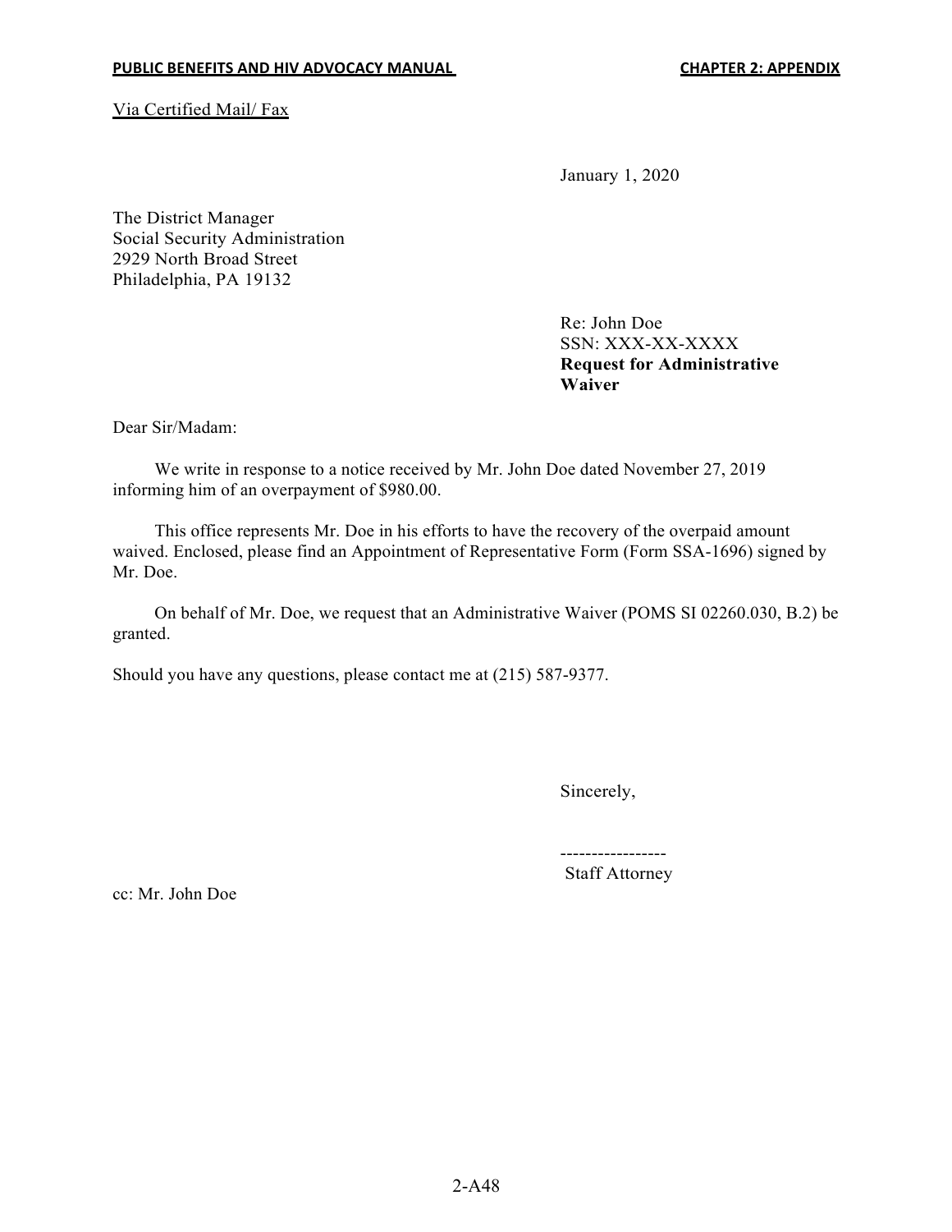Via Certified Mail/ Fax

January 1, 2020

The District Manager
Social Security Administration
2929 North Broad Street
Philadelphia, PA 19132

Re: John Doe
SSN: XXX-XX-XXXX
**Request for Administrative Waiver**

Dear Sir/Madam:

We write in response to a notice received by Mr. John Doe dated November 27, 2019 informing him of an overpayment of $980.00.

This office represents Mr. Doe in his efforts to have the recovery of the overpaid amount waived. Enclosed, please find an Appointment of Representative Form (Form SSA-1696) signed by Mr. Doe.

On behalf of Mr. Doe, we request that an Administrative Waiver (POMS SI 02260.030, B.2) be granted.

Should you have any questions, please contact me at (215) 587-9377.

Sincerely,

-----------------
Staff Attorney

cc: Mr. John Doe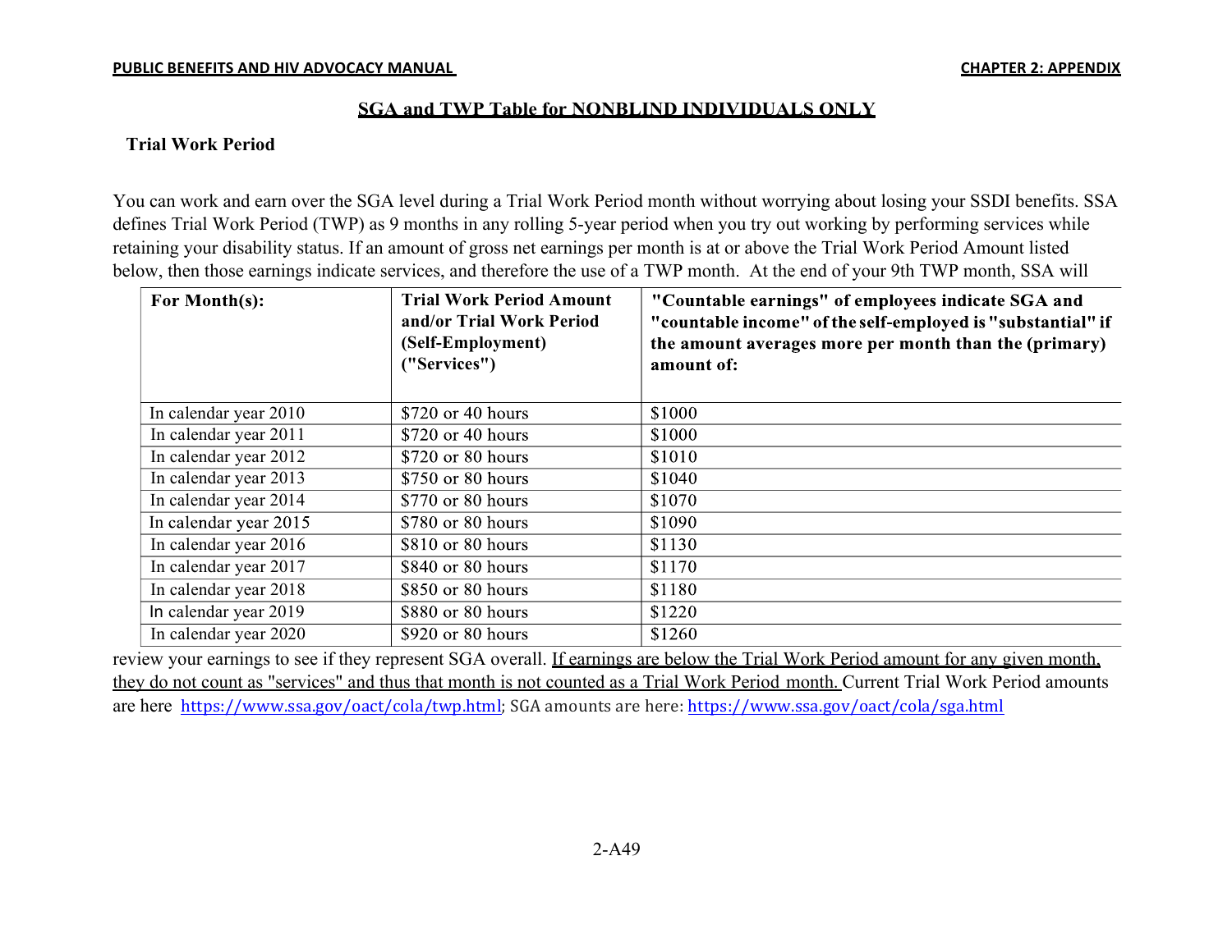## SGA and TWP Table for NONBLIND INDIVIDUALS ONLY

### Trial Work Period

You can work and earn over the SGA level during a Trial Work Period month without worrying about losing your SSDI benefits. SSA defines Trial Work Period (TWP) as 9 months in any rolling 5-year period when you try out working by performing services while retaining your disability status. If an amount of gross net earnings per month is at or above the Trial Work Period Amount listed below, then those earnings indicate services, and therefore the use of a TWP month. At the end of your 9th TWP month, SSA will review your earnings to see if they represent SGA overall. If earnings are below the Trial Work Period amount for any given month, they do not count as "services" and thus that month is not counted as a Trial Work Period month. Current Trial Work Period amounts are here https://www.ssa.gov/oact/cola/twp.html; SGA amounts are here: https://www.ssa.gov/oact/cola/sga.html

| For Month(s): | Trial Work Period Amount and/or Trial Work Period (Self-Employment) ("Services") | "Countable earnings" of employees indicate SGA and "countable income" of the self-employed is "substantial" if the amount averages more per month than the (primary) amount of: |
|---|---|---|
| In calendar year 2010 | $720 or 40 hours | $1000 |
| In calendar year 2011 | $720 or 40 hours | $1000 |
| In calendar year 2012 | $720 or 80 hours | $1010 |
| In calendar year 2013 | $750 or 80 hours | $1040 |
| In calendar year 2014 | $770 or 80 hours | $1070 |
| In calendar year 2015 | $780 or 80 hours | $1090 |
| In calendar year 2016 | $810 or 80 hours | $1130 |
| In calendar year 2017 | $840 or 80 hours | $1170 |
| In calendar year 2018 | $850 or 80 hours | $1180 |
| In calendar year 2019 | $880 or 80 hours | $1220 |
| In calendar year 2020 | $920 or 80 hours | $1260 |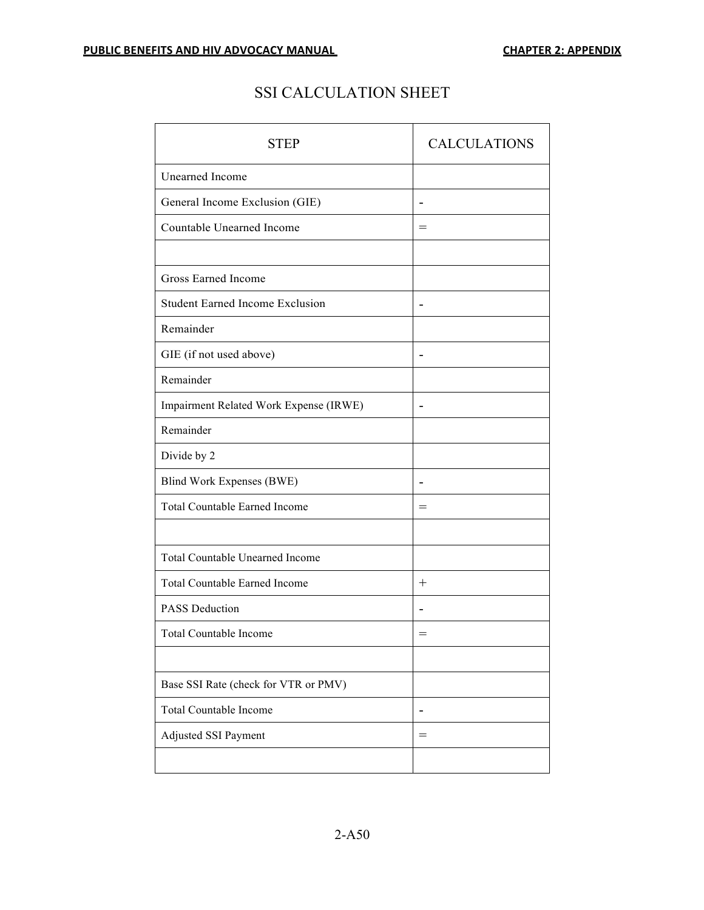# SSI CALCULATION SHEET

| STEP | CALCULATIONS |
|---|---|
| Unearned Income | |
| General Income Exclusion (GIE) | - |
| Countable Unearned Income | = |
| | |
| Gross Earned Income | |
| Student Earned Income Exclusion | - |
| Remainder | |
| GIE (if not used above) | - |
| Remainder | |
| Impairment Related Work Expense (IRWE) | - |
| Remainder | |
| Divide by 2 | |
| Blind Work Expenses (BWE) | - |
| Total Countable Earned Income | = |
| | |
| Total Countable Unearned Income | |
| Total Countable Earned Income | + |
| PASS Deduction | - |
| Total Countable Income | = |
| | |
| Base SSI Rate (check for VTR or PMV) | |
| Total Countable Income | - |
| Adjusted SSI Payment | = |
| | |